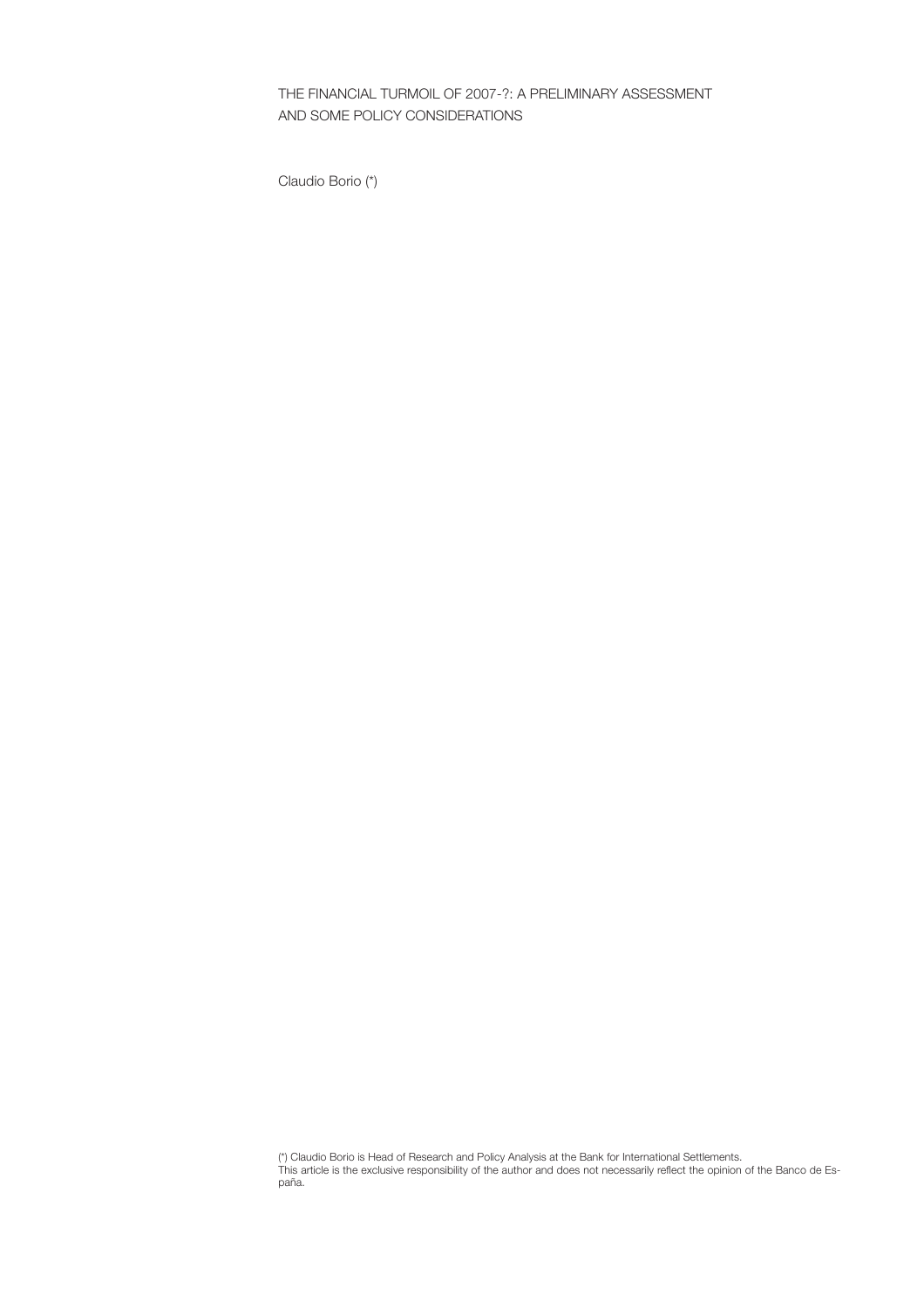# THE FINANCIAL TURMOIL OF 2007-?: A PRELIMINARY ASSESSMENT AND SOME POLICY CONSIDERATIONS

Claudio Borio (*)

(*) Claudio Borio is Head of Research and Policy Analysis at the Bank for International Settlements.
This article is the exclusive responsibility of the author and does not necessarily reflect the opinion of the Banco de España.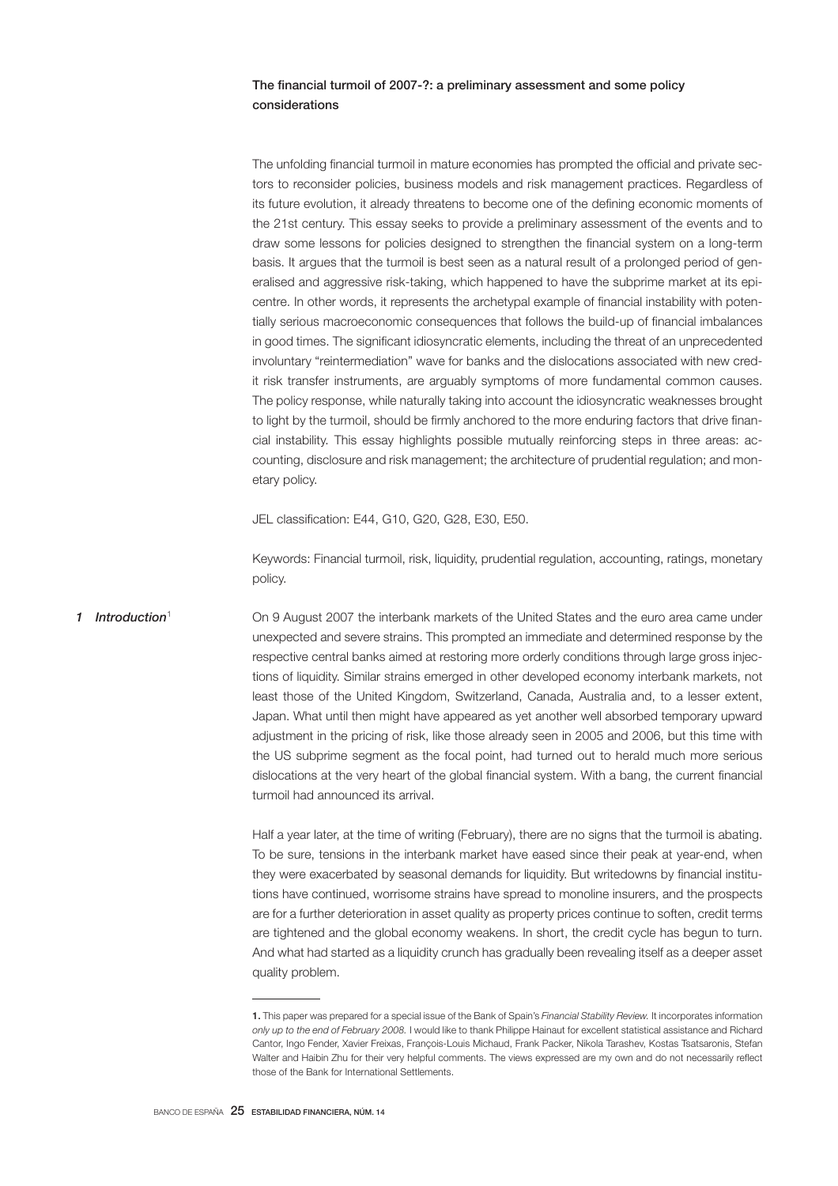## The financial turmoil of 2007-?: a preliminary assessment and some policy considerations

The unfolding financial turmoil in mature economies has prompted the official and private sectors to reconsider policies, business models and risk management practices. Regardless of its future evolution, it already threatens to become one of the defining economic moments of the 21st century. This essay seeks to provide a preliminary assessment of the events and to draw some lessons for policies designed to strengthen the financial system on a long-term basis. It argues that the turmoil is best seen as a natural result of a prolonged period of generalised and aggressive risk-taking, which happened to have the subprime market at its epicentre. In other words, it represents the archetypal example of financial instability with potentially serious macroeconomic consequences that follows the build-up of financial imbalances in good times. The significant idiosyncratic elements, including the threat of an unprecedented involuntary "reintermediation" wave for banks and the dislocations associated with new credit risk transfer instruments, are arguably symptoms of more fundamental common causes. The policy response, while naturally taking into account the idiosyncratic weaknesses brought to light by the turmoil, should be firmly anchored to the more enduring factors that drive financial instability. This essay highlights possible mutually reinforcing steps in three areas: accounting, disclosure and risk management; the architecture of prudential regulation; and monetary policy.

JEL classification: E44, G10, G20, G28, E30, E50.

Keywords: Financial turmoil, risk, liquidity, prudential regulation, accounting, ratings, monetary policy.

### 1 Introduction[1]

On 9 August 2007 the interbank markets of the United States and the euro area came under unexpected and severe strains. This prompted an immediate and determined response by the respective central banks aimed at restoring more orderly conditions through large gross injections of liquidity. Similar strains emerged in other developed economy interbank markets, not least those of the United Kingdom, Switzerland, Canada, Australia and, to a lesser extent, Japan. What until then might have appeared as yet another well absorbed temporary upward adjustment in the pricing of risk, like those already seen in 2005 and 2006, but this time with the US subprime segment as the focal point, had turned out to herald much more serious dislocations at the very heart of the global financial system. With a bang, the current financial turmoil had announced its arrival.

Half a year later, at the time of writing (February), there are no signs that the turmoil is abating. To be sure, tensions in the interbank market have eased since their peak at year-end, when they were exacerbated by seasonal demands for liquidity. But writedowns by financial institutions have continued, worrisome strains have spread to monoline insurers, and the prospects are for a further deterioration in asset quality as property prices continue to soften, credit terms are tightened and the global economy weakens. In short, the credit cycle has begun to turn. And what had started as a liquidity crunch has gradually been revealing itself as a deeper asset quality problem.

---

**1.** This paper was prepared for a special issue of the Bank of Spain's *Financial Stability Review.* It incorporates information *only up to the end of February 2008.* I would like to thank Philippe Hainaut for excellent statistical assistance and Richard Cantor, Ingo Fender, Xavier Freixas, François-Louis Michaud, Frank Packer, Nikola Tarashev, Kostas Tsatsaronis, Stefan Walter and Haibin Zhu for their very helpful comments. The views expressed are my own and do not necessarily reflect those of the Bank for International Settlements.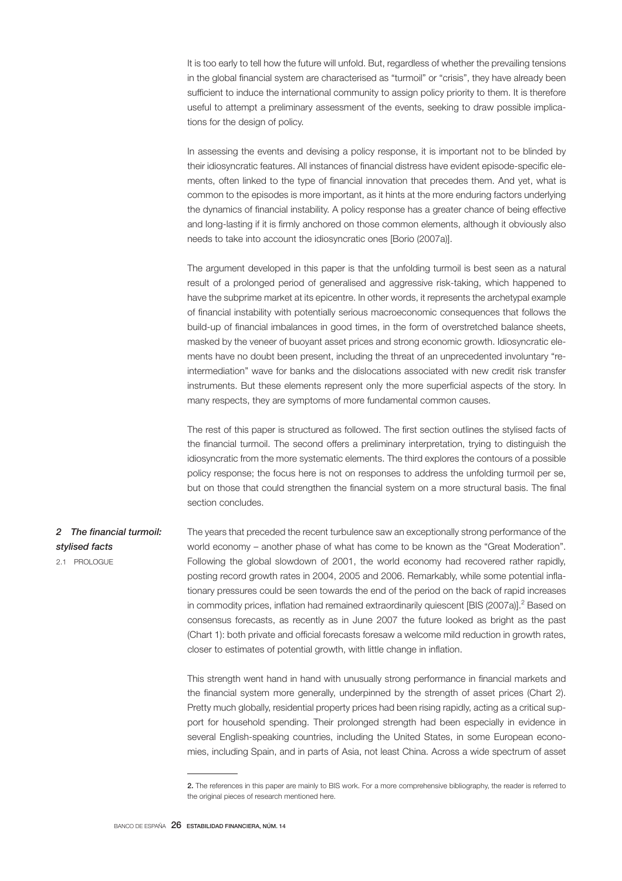It is too early to tell how the future will unfold. But, regardless of whether the prevailing tensions in the global financial system are characterised as "turmoil" or "crisis", they have already been sufficient to induce the international community to assign policy priority to them. It is therefore useful to attempt a preliminary assessment of the events, seeking to draw possible implications for the design of policy.

In assessing the events and devising a policy response, it is important not to be blinded by their idiosyncratic features. All instances of financial distress have evident episode-specific elements, often linked to the type of financial innovation that precedes them. And yet, what is common to the episodes is more important, as it hints at the more enduring factors underlying the dynamics of financial instability. A policy response has a greater chance of being effective and long-lasting if it is firmly anchored on those common elements, although it obviously also needs to take into account the idiosyncratic ones [Borio (2007a)].

The argument developed in this paper is that the unfolding turmoil is best seen as a natural result of a prolonged period of generalised and aggressive risk-taking, which happened to have the subprime market at its epicentre. In other words, it represents the archetypal example of financial instability with potentially serious macroeconomic consequences that follows the build-up of financial imbalances in good times, in the form of overstretched balance sheets, masked by the veneer of buoyant asset prices and strong economic growth. Idiosyncratic elements have no doubt been present, including the threat of an unprecedented involuntary "re-intermediation" wave for banks and the dislocations associated with new credit risk transfer instruments. But these elements represent only the more superficial aspects of the story. In many respects, they are symptoms of more fundamental common causes.

The rest of this paper is structured as followed. The first section outlines the stylised facts of the financial turmoil. The second offers a preliminary interpretation, trying to distinguish the idiosyncratic from the more systematic elements. The third explores the contours of a possible policy response; the focus here is not on responses to address the unfolding turmoil per se, but on those that could strengthen the financial system on a more structural basis. The final section concludes.

## *2 The financial turmoil: stylised facts*

### 2.1 PROLOGUE

The years that preceded the recent turbulence saw an exceptionally strong performance of the world economy – another phase of what has come to be known as the "Great Moderation". Following the global slowdown of 2001, the world economy had recovered rather rapidly, posting record growth rates in 2004, 2005 and 2006. Remarkably, while some potential inflationary pressures could be seen towards the end of the period on the back of rapid increases in commodity prices, inflation had remained extraordinarily quiescent [BIS (2007a)].[2] Based on consensus forecasts, as recently as in June 2007 the future looked as bright as the past (Chart 1): both private and official forecasts foresaw a welcome mild reduction in growth rates, closer to estimates of potential growth, with little change in inflation.

This strength went hand in hand with unusually strong performance in financial markets and the financial system more generally, underpinned by the strength of asset prices (Chart 2). Pretty much globally, residential property prices had been rising rapidly, acting as a critical support for household spending. Their prolonged strength had been especially in evidence in several English-speaking countries, including the United States, in some European economies, including Spain, and in parts of Asia, not least China. Across a wide spectrum of asset

---

**2.** The references in this paper are mainly to BIS work. For a more comprehensive bibliography, the reader is referred to the original pieces of research mentioned here.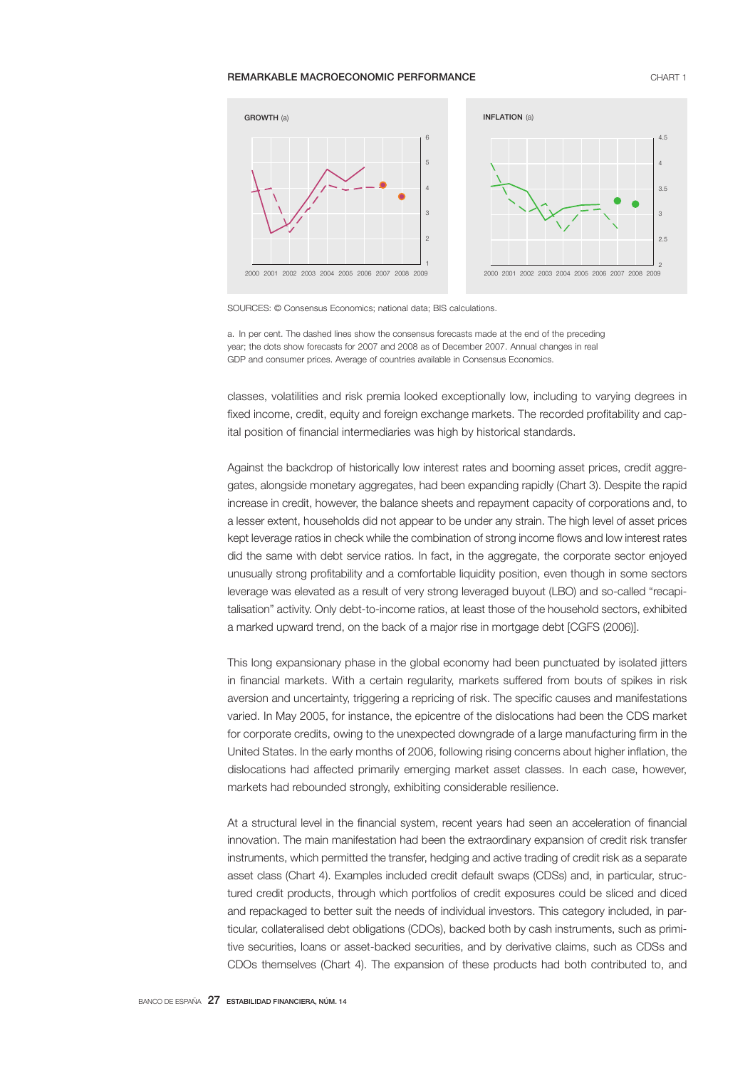REMARKABLE MACROECONOMIC PERFORMANCE

CHART 1

GROWTH (a)

INFLATION (a)

SOURCES: © Consensus Economics; national data; BIS calculations.

a. In per cent. The dashed lines show the consensus forecasts made at the end of the preceding year; the dots show forecasts for 2007 and 2008 as of December 2007. Annual changes in real GDP and consumer prices. Average of countries available in Consensus Economics.

classes, volatilities and risk premia looked exceptionally low, including to varying degrees in fixed income, credit, equity and foreign exchange markets. The recorded profitability and capital position of financial intermediaries was high by historical standards.

Against the backdrop of historically low interest rates and booming asset prices, credit aggregates, alongside monetary aggregates, had been expanding rapidly (Chart 3). Despite the rapid increase in credit, however, the balance sheets and repayment capacity of corporations and, to a lesser extent, households did not appear to be under any strain. The high level of asset prices kept leverage ratios in check while the combination of strong income flows and low interest rates did the same with debt service ratios. In fact, in the aggregate, the corporate sector enjoyed unusually strong profitability and a comfortable liquidity position, even though in some sectors leverage was elevated as a result of very strong leveraged buyout (LBO) and so-called "recapitalisation" activity. Only debt-to-income ratios, at least those of the household sectors, exhibited a marked upward trend, on the back of a major rise in mortgage debt [CGFS (2006)].

This long expansionary phase in the global economy had been punctuated by isolated jitters in financial markets. With a certain regularity, markets suffered from bouts of spikes in risk aversion and uncertainty, triggering a repricing of risk. The specific causes and manifestations varied. In May 2005, for instance, the epicentre of the dislocations had been the CDS market for corporate credits, owing to the unexpected downgrade of a large manufacturing firm in the United States. In the early months of 2006, following rising concerns about higher inflation, the dislocations had affected primarily emerging market asset classes. In each case, however, markets had rebounded strongly, exhibiting considerable resilience.

At a structural level in the financial system, recent years had seen an acceleration of financial innovation. The main manifestation had been the extraordinary expansion of credit risk transfer instruments, which permitted the transfer, hedging and active trading of credit risk as a separate asset class (Chart 4). Examples included credit default swaps (CDSs) and, in particular, structured credit products, through which portfolios of credit exposures could be sliced and diced and repackaged to better suit the needs of individual investors. This category included, in particular, collateralised debt obligations (CDOs), backed both by cash instruments, such as primitive securities, loans or asset-backed securities, and by derivative claims, such as CDSs and CDOs themselves (Chart 4). The expansion of these products had both contributed to, and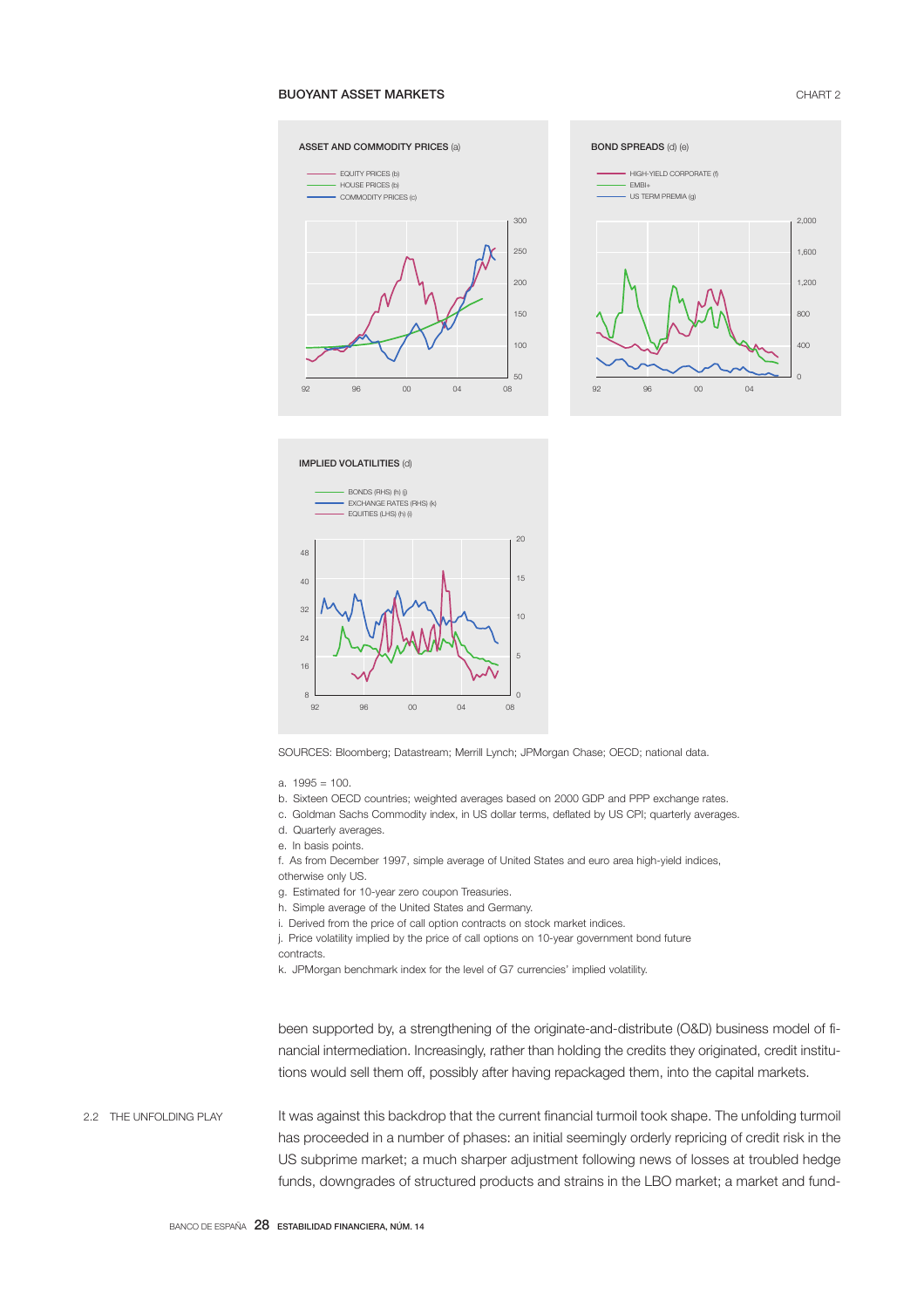BUOYANT ASSET MARKETS

CHART 2

ASSET AND COMMODITY PRICES (a)

- EQUITY PRICES (b)
- HOUSE PRICES (b)
- COMMODITY PRICES (c)

BOND SPREADS (d) (e)

- HIGH-YIELD CORPORATE (f)
- EMBI+
- US TERM PREMIA (g)

IMPLIED VOLATILITIES (d)

- BONDS (RHS) (h) (j)
- EXCHANGE RATES (RHS) (k)
- EQUITIES (LHS) (h) (i)

SOURCES: Bloomberg; Datastream; Merrill Lynch; JPMorgan Chase; OECD; national data.

a. 1995 = 100.
b. Sixteen OECD countries; weighted averages based on 2000 GDP and PPP exchange rates.
c. Goldman Sachs Commodity index, in US dollar terms, deflated by US CPI; quarterly averages.
d. Quarterly averages.
e. In basis points.
f. As from December 1997, simple average of United States and euro area high-yield indices, otherwise only US.
g. Estimated for 10-year zero coupon Treasuries.
h. Simple average of the United States and Germany.
i. Derived from the price of call option contracts on stock market indices.
j. Price volatility implied by the price of call options on 10-year government bond future contracts.
k. JPMorgan benchmark index for the level of G7 currencies' implied volatility.

been supported by, a strengthening of the originate-and-distribute (O&D) business model of financial intermediation. Increasingly, rather than holding the credits they originated, credit institutions would sell them off, possibly after having repackaged them, into the capital markets.

## 2.2 THE UNFOLDING PLAY

It was against this backdrop that the current financial turmoil took shape. The unfolding turmoil has proceeded in a number of phases: an initial seemingly orderly repricing of credit risk in the US subprime market; a much sharper adjustment following news of losses at troubled hedge funds, downgrades of structured products and strains in the LBO market; a market and fund-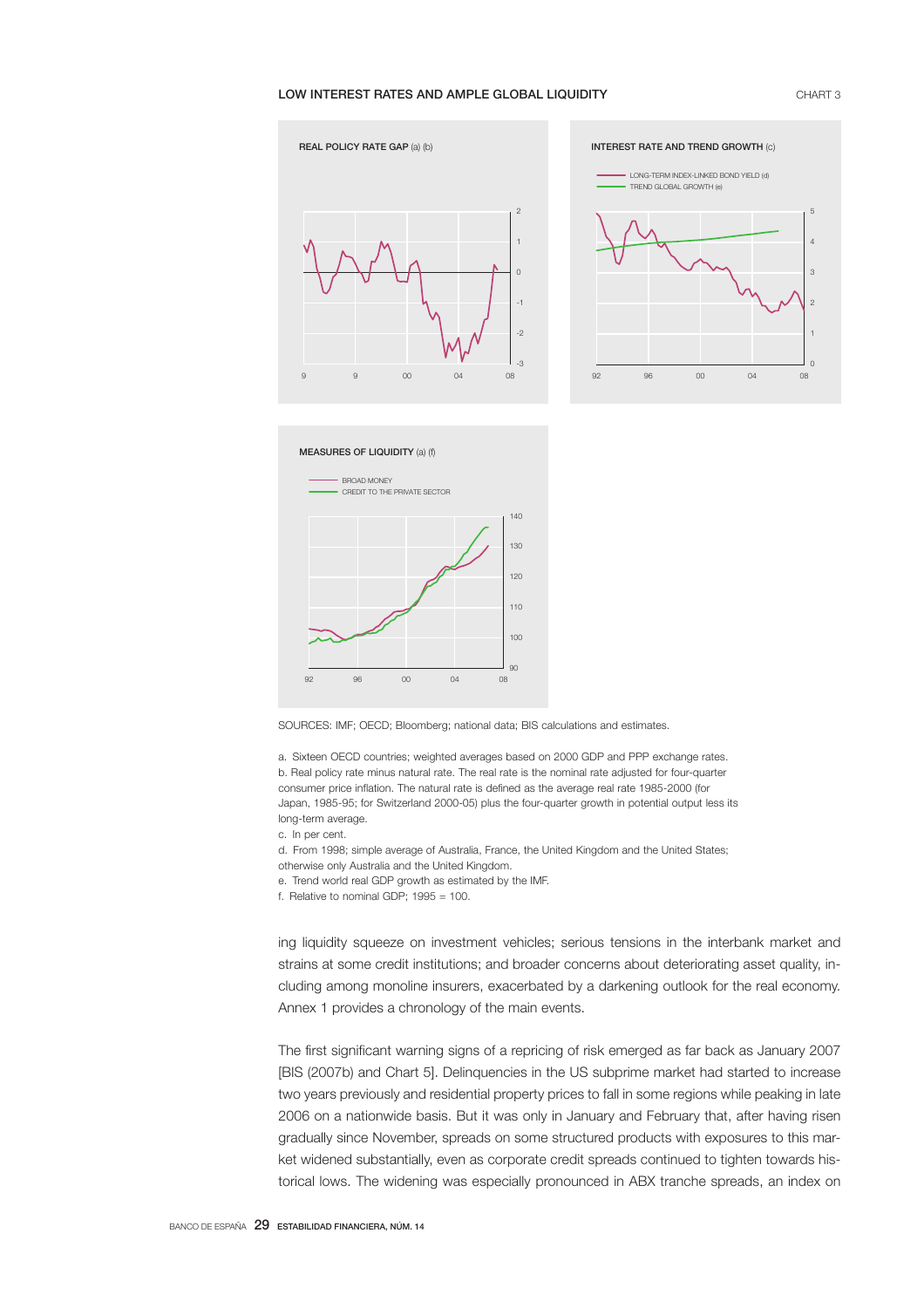LOW INTEREST RATES AND AMPLE GLOBAL LIQUIDITY

CHART 3

REAL POLICY RATE GAP (a) (b)

INTEREST RATE AND TREND GROWTH (c)

LONG-TERM INDEX-LINKED BOND YIELD (d)
TREND GLOBAL GROWTH (e)

MEASURES OF LIQUIDITY (a) (f)

BROAD MONEY
CREDIT TO THE PRIVATE SECTOR

SOURCES: IMF; OECD; Bloomberg; national data; BIS calculations and estimates.

a. Sixteen OECD countries; weighted averages based on 2000 GDP and PPP exchange rates.
b. Real policy rate minus natural rate. The real rate is the nominal rate adjusted for four-quarter consumer price inflation. The natural rate is defined as the average real rate 1985-2000 (for Japan, 1985-95; for Switzerland 2000-05) plus the four-quarter growth in potential output less its long-term average.
c. In per cent.
d. From 1998; simple average of Australia, France, the United Kingdom and the United States; otherwise only Australia and the United Kingdom.
e. Trend world real GDP growth as estimated by the IMF.
f. Relative to nominal GDP; 1995 = 100.

ing liquidity squeeze on investment vehicles; serious tensions in the interbank market and strains at some credit institutions; and broader concerns about deteriorating asset quality, including among monoline insurers, exacerbated by a darkening outlook for the real economy. Annex 1 provides a chronology of the main events.

The first significant warning signs of a repricing of risk emerged as far back as January 2007 [BIS (2007b) and Chart 5]. Delinquencies in the US subprime market had started to increase two years previously and residential property prices to fall in some regions while peaking in late 2006 on a nationwide basis. But it was only in January and February that, after having risen gradually since November, spreads on some structured products with exposures to this market widened substantially, even as corporate credit spreads continued to tighten towards historical lows. The widening was especially pronounced in ABX tranche spreads, an index on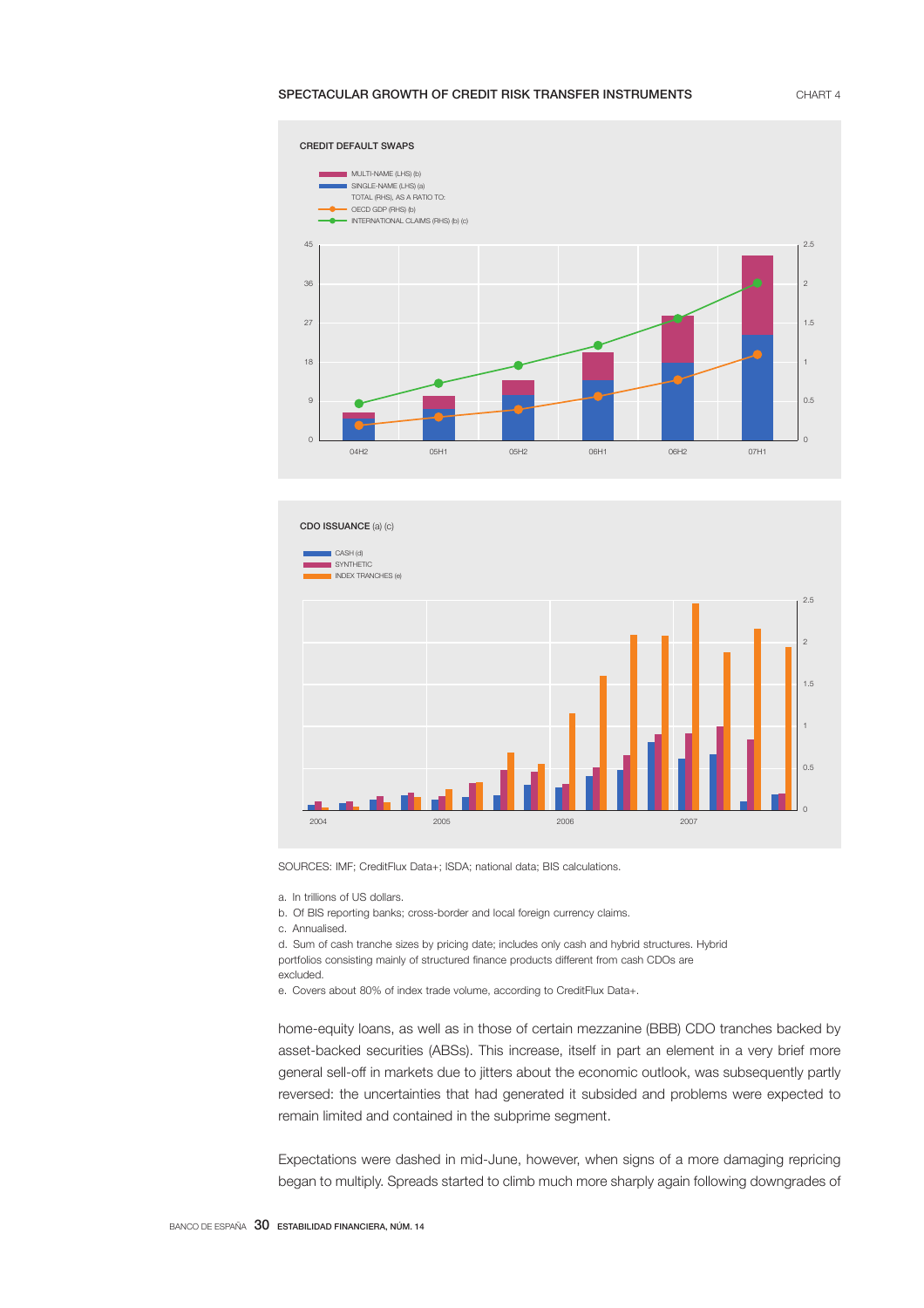SPECTACULAR GROWTH OF CREDIT RISK TRANSFER INSTRUMENTS

CHART 4

CREDIT DEFAULT SWAPS

MULTI-NAME (LHS) (b)
SINGLE-NAME (LHS) (a)
TOTAL (RHS), AS A RATIO TO:
OECD GDP (RHS) (b)
INTERNATIONAL CLAIMS (RHS) (b) (c)

CDO ISSUANCE (a) (c)

CASH (d)
SYNTHETIC
INDEX TRANCHES (e)

SOURCES: IMF; CreditFlux Data+; ISDA; national data; BIS calculations.

a. In trillions of US dollars.
b. Of BIS reporting banks; cross-border and local foreign currency claims.
c. Annualised.
d. Sum of cash tranche sizes by pricing date; includes only cash and hybrid structures. Hybrid portfolios consisting mainly of structured finance products different from cash CDOs are excluded.
e. Covers about 80% of index trade volume, according to CreditFlux Data+.

home-equity loans, as well as in those of certain mezzanine (BBB) CDO tranches backed by asset-backed securities (ABSs). This increase, itself in part an element in a very brief more general sell-off in markets due to jitters about the economic outlook, was subsequently partly reversed: the uncertainties that had generated it subsided and problems were expected to remain limited and contained in the subprime segment.

Expectations were dashed in mid-June, however, when signs of a more damaging repricing began to multiply. Spreads started to climb much more sharply again following downgrades of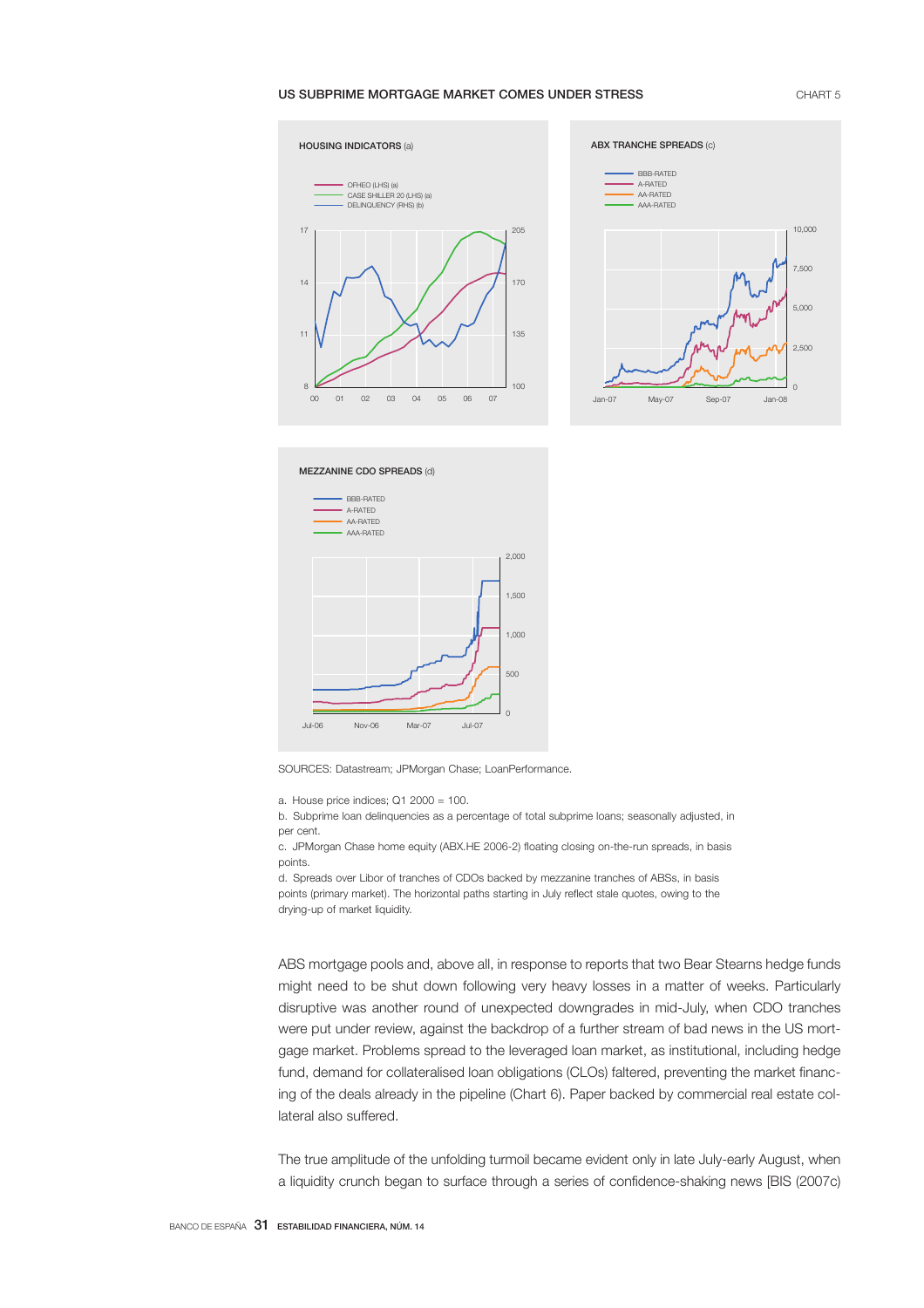US SUBPRIME MORTGAGE MARKET COMES UNDER STRESS — CHART 5

HOUSING INDICATORS (a)

ABX TRANCHE SPREADS (c)

MEZZANINE CDO SPREADS (d)

SOURCES: Datastream; JPMorgan Chase; LoanPerformance.

a. House price indices; Q1 2000 = 100.
b. Subprime loan delinquencies as a percentage of total subprime loans; seasonally adjusted, in per cent.
c. JPMorgan Chase home equity (ABX.HE 2006-2) floating closing on-the-run spreads, in basis points.
d. Spreads over Libor of tranches of CDOs backed by mezzanine tranches of ABSs, in basis points (primary market). The horizontal paths starting in July reflect stale quotes, owing to the drying-up of market liquidity.

ABS mortgage pools and, above all, in response to reports that two Bear Stearns hedge funds might need to be shut down following very heavy losses in a matter of weeks. Particularly disruptive was another round of unexpected downgrades in mid-July, when CDO tranches were put under review, against the backdrop of a further stream of bad news in the US mortgage market. Problems spread to the leveraged loan market, as institutional, including hedge fund, demand for collateralised loan obligations (CLOs) faltered, preventing the market financing of the deals already in the pipeline (Chart 6). Paper backed by commercial real estate collateral also suffered.

The true amplitude of the unfolding turmoil became evident only in late July-early August, when a liquidity crunch began to surface through a series of confidence-shaking news [BIS (2007c)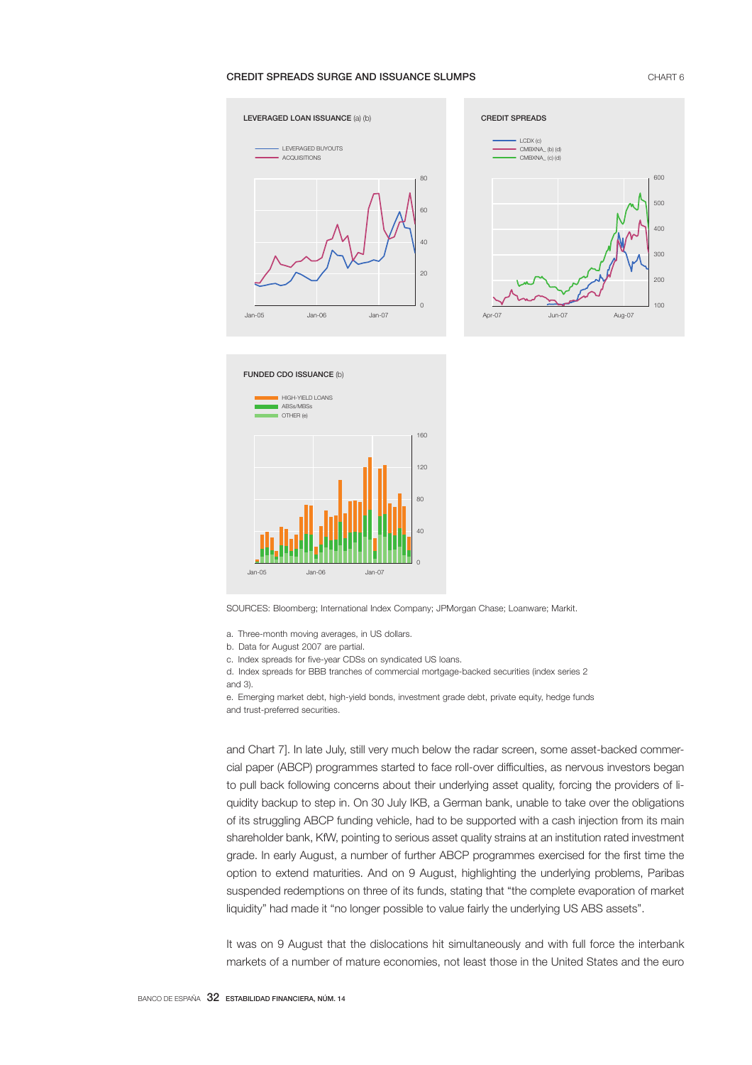CREDIT SPREADS SURGE AND ISSUANCE SLUMPS

CHART 6

LEVERAGED LOAN ISSUANCE (a) (b)

CREDIT SPREADS

FUNDED CDO ISSUANCE (b)

SOURCES: Bloomberg; International Index Company; JPMorgan Chase; Loanware; Markit.

a. Three-month moving averages, in US dollars.
b. Data for August 2007 are partial.
c. Index spreads for five-year CDSs on syndicated US loans.
d. Index spreads for BBB tranches of commercial mortgage-backed securities (index series 2 and 3).
e. Emerging market debt, high-yield bonds, investment grade debt, private equity, hedge funds and trust-preferred securities.

and Chart 7]. In late July, still very much below the radar screen, some asset-backed commercial paper (ABCP) programmes started to face roll-over difficulties, as nervous investors began to pull back following concerns about their underlying asset quality, forcing the providers of liquidity backup to step in. On 30 July IKB, a German bank, unable to take over the obligations of its struggling ABCP funding vehicle, had to be supported with a cash injection from its main shareholder bank, KfW, pointing to serious asset quality strains at an institution rated investment grade. In early August, a number of further ABCP programmes exercised for the first time the option to extend maturities. And on 9 August, highlighting the underlying problems, Paribas suspended redemptions on three of its funds, stating that "the complete evaporation of market liquidity" had made it "no longer possible to value fairly the underlying US ABS assets".

It was on 9 August that the dislocations hit simultaneously and with full force the interbank markets of a number of mature economies, not least those in the United States and the euro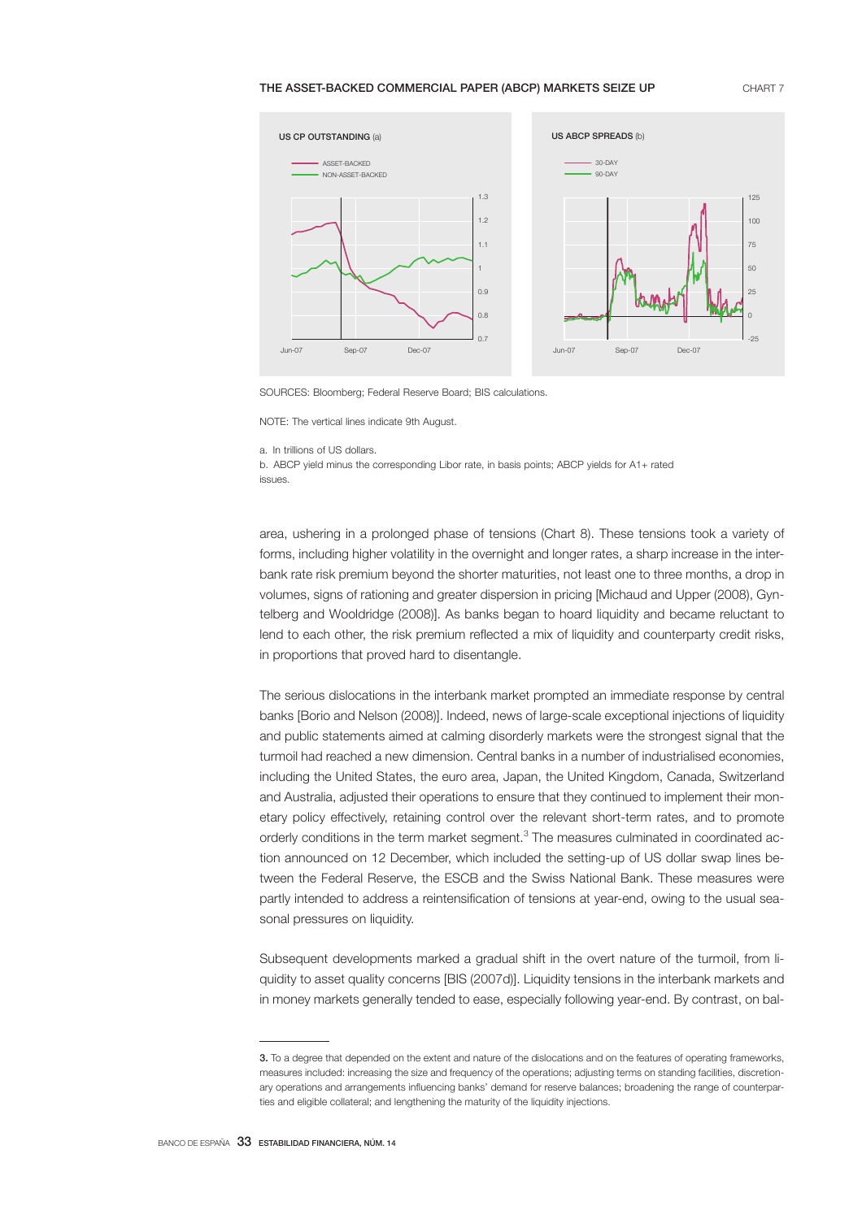THE ASSET-BACKED COMMERCIAL PAPER (ABCP) MARKETS SEIZE UP

CHART 7

US CP OUTSTANDING (a)

US ABCP SPREADS (b)

SOURCES: Bloomberg; Federal Reserve Board; BIS calculations.

NOTE: The vertical lines indicate 9th August.

a. In trillions of US dollars.
b. ABCP yield minus the corresponding Libor rate, in basis points; ABCP yields for A1+ rated issues.

area, ushering in a prolonged phase of tensions (Chart 8). These tensions took a variety of forms, including higher volatility in the overnight and longer rates, a sharp increase in the interbank rate risk premium beyond the shorter maturities, not least one to three months, a drop in volumes, signs of rationing and greater dispersion in pricing [Michaud and Upper (2008), Gyntelberg and Wooldridge (2008)]. As banks began to hoard liquidity and became reluctant to lend to each other, the risk premium reflected a mix of liquidity and counterparty credit risks, in proportions that proved hard to disentangle.

The serious dislocations in the interbank market prompted an immediate response by central banks [Borio and Nelson (2008)]. Indeed, news of large-scale exceptional injections of liquidity and public statements aimed at calming disorderly markets were the strongest signal that the turmoil had reached a new dimension. Central banks in a number of industrialised economies, including the United States, the euro area, Japan, the United Kingdom, Canada, Switzerland and Australia, adjusted their operations to ensure that they continued to implement their monetary policy effectively, retaining control over the relevant short-term rates, and to promote orderly conditions in the term market segment.[3] The measures culminated in coordinated action announced on 12 December, which included the setting-up of US dollar swap lines between the Federal Reserve, the ESCB and the Swiss National Bank. These measures were partly intended to address a reintensification of tensions at year-end, owing to the usual seasonal pressures on liquidity.

Subsequent developments marked a gradual shift in the overt nature of the turmoil, from liquidity to asset quality concerns [BIS (2007d)]. Liquidity tensions in the interbank markets and in money markets generally tended to ease, especially following year-end. By contrast, on bal-

3. To a degree that depended on the extent and nature of the dislocations and on the features of operating frameworks, measures included: increasing the size and frequency of the operations; adjusting terms on standing facilities, discretionary operations and arrangements influencing banks' demand for reserve balances; broadening the range of counterparties and eligible collateral; and lengthening the maturity of the liquidity injections.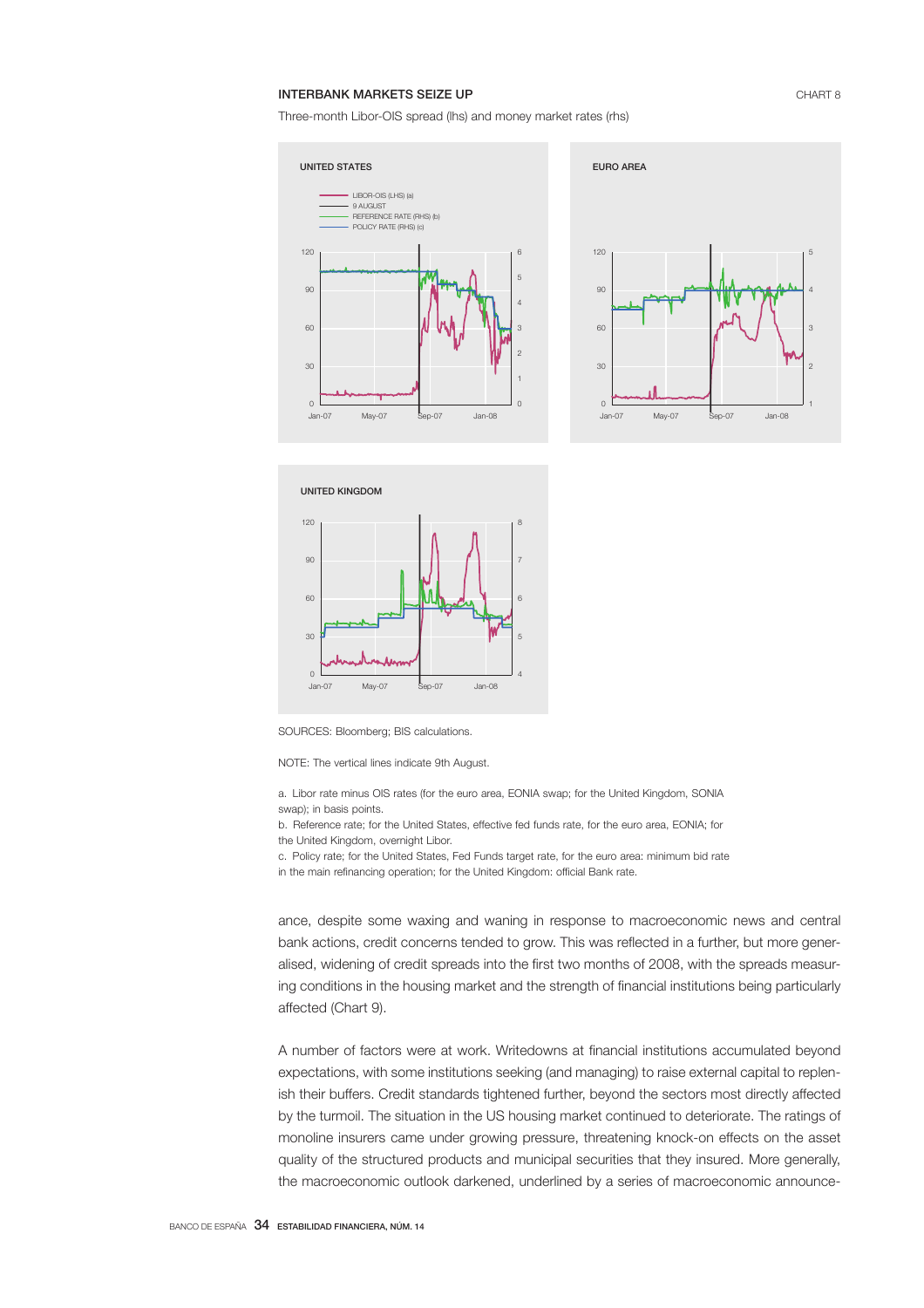INTERBANK MARKETS SEIZE UP

CHART 8

Three-month Libor-OIS spread (lhs) and money market rates (rhs)

UNITED STATES

- LIBOR-OIS (LHS) (a)
- 9 AUGUST
- REFERENCE RATE (RHS) (b)
- POLICY RATE (RHS) (c)

EURO AREA

UNITED KINGDOM

SOURCES: Bloomberg; BIS calculations.

NOTE: The vertical lines indicate 9th August.

a. Libor rate minus OIS rates (for the euro area, EONIA swap; for the United Kingdom, SONIA swap); in basis points.
b. Reference rate; for the United States, effective fed funds rate, for the euro area, EONIA; for the United Kingdom, overnight Libor.
c. Policy rate; for the United States, Fed Funds target rate, for the euro area: minimum bid rate in the main refinancing operation; for the United Kingdom: official Bank rate.

ance, despite some waxing and waning in response to macroeconomic news and central bank actions, credit concerns tended to grow. This was reflected in a further, but more generalised, widening of credit spreads into the first two months of 2008, with the spreads measuring conditions in the housing market and the strength of financial institutions being particularly affected (Chart 9).

A number of factors were at work. Writedowns at financial institutions accumulated beyond expectations, with some institutions seeking (and managing) to raise external capital to replenish their buffers. Credit standards tightened further, beyond the sectors most directly affected by the turmoil. The situation in the US housing market continued to deteriorate. The ratings of monoline insurers came under growing pressure, threatening knock-on effects on the asset quality of the structured products and municipal securities that they insured. More generally, the macroeconomic outlook darkened, underlined by a series of macroeconomic announce-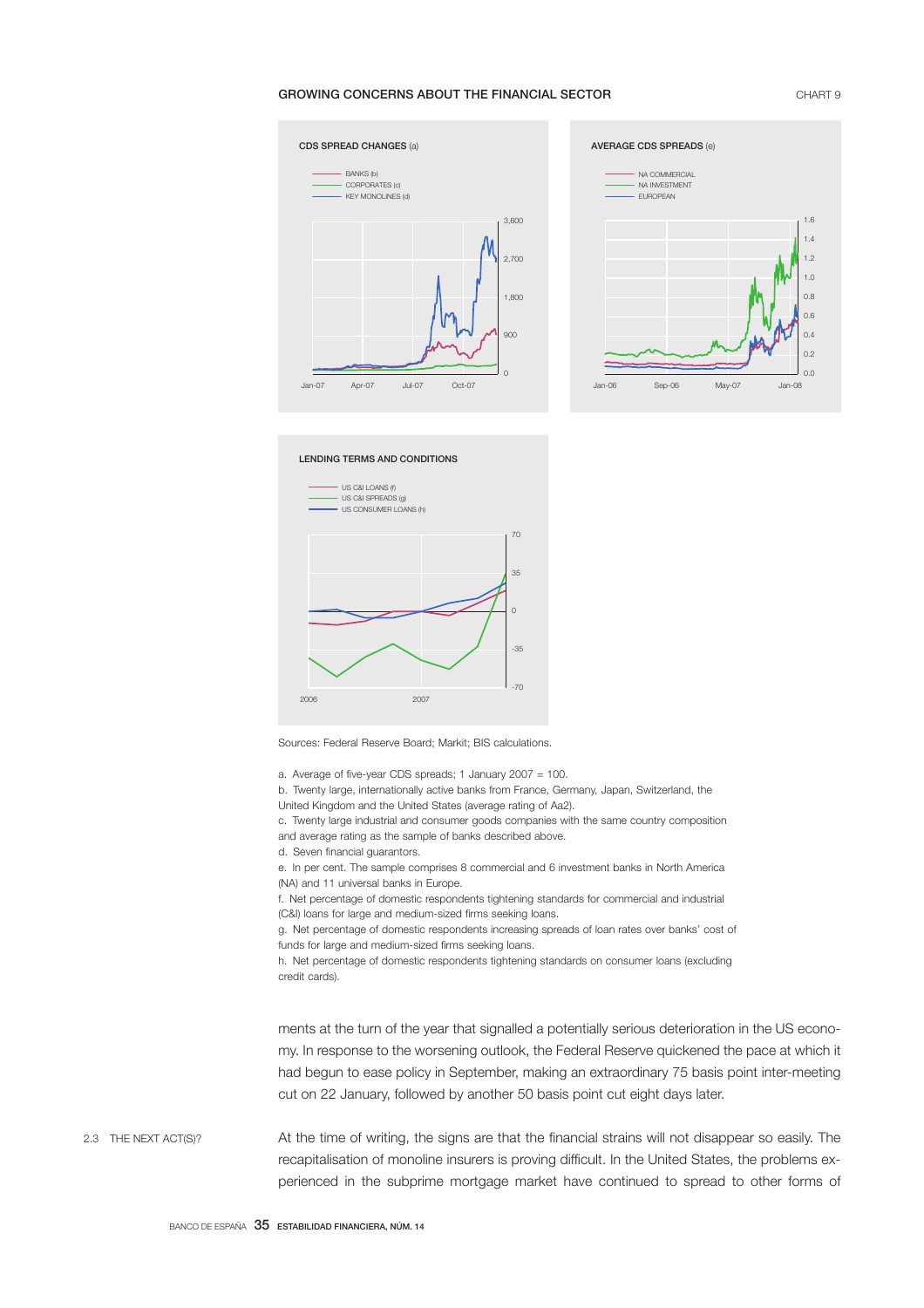GROWING CONCERNS ABOUT THE FINANCIAL SECTOR

CHART 9

CDS SPREAD CHANGES (a)

- BANKS (b)
- CORPORATES (c)
- KEY MONOLINES (d)

AVERAGE CDS SPREADS (e)

- NA COMMERCIAL
- NA INVESTMENT
- EUROPEAN

LENDING TERMS AND CONDITIONS

- US C&I LOANS (f)
- US C&I SPREADS (g)
- US CONSUMER LOANS (h)

Sources: Federal Reserve Board; Markit; BIS calculations.

a. Average of five-year CDS spreads; 1 January 2007 = 100.
b. Twenty large, internationally active banks from France, Germany, Japan, Switzerland, the United Kingdom and the United States (average rating of Aa2).
c. Twenty large industrial and consumer goods companies with the same country composition and average rating as the sample of banks described above.
d. Seven financial guarantors.
e. In per cent. The sample comprises 8 commercial and 6 investment banks in North America (NA) and 11 universal banks in Europe.
f. Net percentage of domestic respondents tightening standards for commercial and industrial (C&I) loans for large and medium-sized firms seeking loans.
g. Net percentage of domestic respondents increasing spreads of loan rates over banks' cost of funds for large and medium-sized firms seeking loans.
h. Net percentage of domestic respondents tightening standards on consumer loans (excluding credit cards).

ments at the turn of the year that signalled a potentially serious deterioration in the US economy. In response to the worsening outlook, the Federal Reserve quickened the pace at which it had begun to ease policy in September, making an extraordinary 75 basis point inter-meeting cut on 22 January, followed by another 50 basis point cut eight days later.

## 2.3 THE NEXT ACT(S)?

At the time of writing, the signs are that the financial strains will not disappear so easily. The recapitalisation of monoline insurers is proving difficult. In the United States, the problems experienced in the subprime mortgage market have continued to spread to other forms of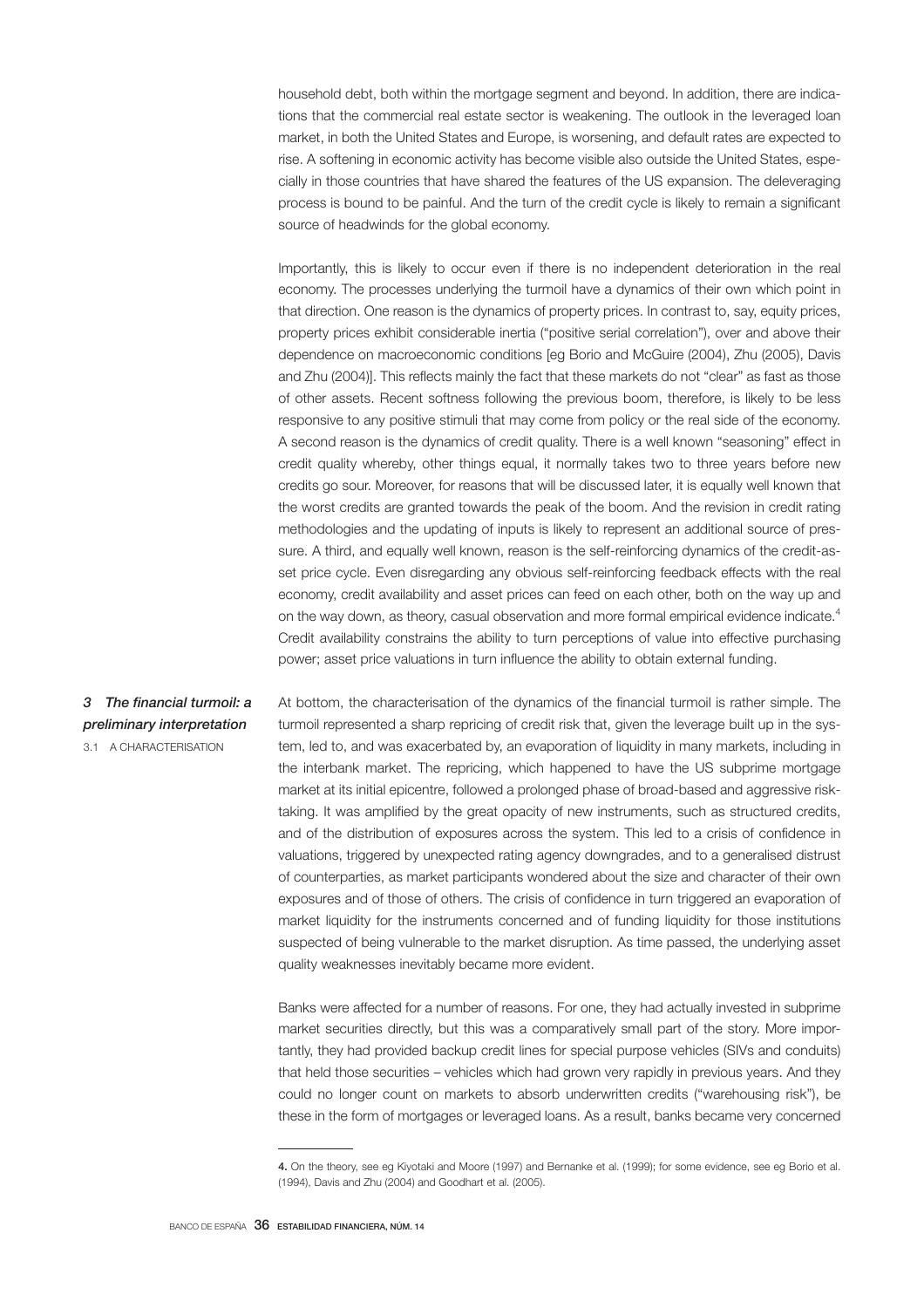household debt, both within the mortgage segment and beyond. In addition, there are indications that the commercial real estate sector is weakening. The outlook in the leveraged loan market, in both the United States and Europe, is worsening, and default rates are expected to rise. A softening in economic activity has become visible also outside the United States, especially in those countries that have shared the features of the US expansion. The deleveraging process is bound to be painful. And the turn of the credit cycle is likely to remain a significant source of headwinds for the global economy.

Importantly, this is likely to occur even if there is no independent deterioration in the real economy. The processes underlying the turmoil have a dynamics of their own which point in that direction. One reason is the dynamics of property prices. In contrast to, say, equity prices, property prices exhibit considerable inertia ("positive serial correlation"), over and above their dependence on macroeconomic conditions [eg Borio and McGuire (2004), Zhu (2005), Davis and Zhu (2004)]. This reflects mainly the fact that these markets do not "clear" as fast as those of other assets. Recent softness following the previous boom, therefore, is likely to be less responsive to any positive stimuli that may come from policy or the real side of the economy. A second reason is the dynamics of credit quality. There is a well known "seasoning" effect in credit quality whereby, other things equal, it normally takes two to three years before new credits go sour. Moreover, for reasons that will be discussed later, it is equally well known that the worst credits are granted towards the peak of the boom. And the revision in credit rating methodologies and the updating of inputs is likely to represent an additional source of pressure. A third, and equally well known, reason is the self-reinforcing dynamics of the credit-asset price cycle. Even disregarding any obvious self-reinforcing feedback effects with the real economy, credit availability and asset prices can feed on each other, both on the way up and on the way down, as theory, casual observation and more formal empirical evidence indicate.[4] Credit availability constrains the ability to turn perceptions of value into effective purchasing power; asset price valuations in turn influence the ability to obtain external funding.

## *3 The financial turmoil: a preliminary interpretation*

### 3.1 A CHARACTERISATION

At bottom, the characterisation of the dynamics of the financial turmoil is rather simple. The turmoil represented a sharp repricing of credit risk that, given the leverage built up in the system, led to, and was exacerbated by, an evaporation of liquidity in many markets, including in the interbank market. The repricing, which happened to have the US subprime mortgage market at its initial epicentre, followed a prolonged phase of broad-based and aggressive risk-taking. It was amplified by the great opacity of new instruments, such as structured credits, and of the distribution of exposures across the system. This led to a crisis of confidence in valuations, triggered by unexpected rating agency downgrades, and to a generalised distrust of counterparties, as market participants wondered about the size and character of their own exposures and of those of others. The crisis of confidence in turn triggered an evaporation of market liquidity for the instruments concerned and of funding liquidity for those institutions suspected of being vulnerable to the market disruption. As time passed, the underlying asset quality weaknesses inevitably became more evident.

Banks were affected for a number of reasons. For one, they had actually invested in subprime market securities directly, but this was a comparatively small part of the story. More importantly, they had provided backup credit lines for special purpose vehicles (SIVs and conduits) that held those securities – vehicles which had grown very rapidly in previous years. And they could no longer count on markets to absorb underwritten credits ("warehousing risk"), be these in the form of mortgages or leveraged loans. As a result, banks became very concerned

---

**4.** On the theory, see eg Kiyotaki and Moore (1997) and Bernanke et al. (1999); for some evidence, see eg Borio et al. (1994), Davis and Zhu (2004) and Goodhart et al. (2005).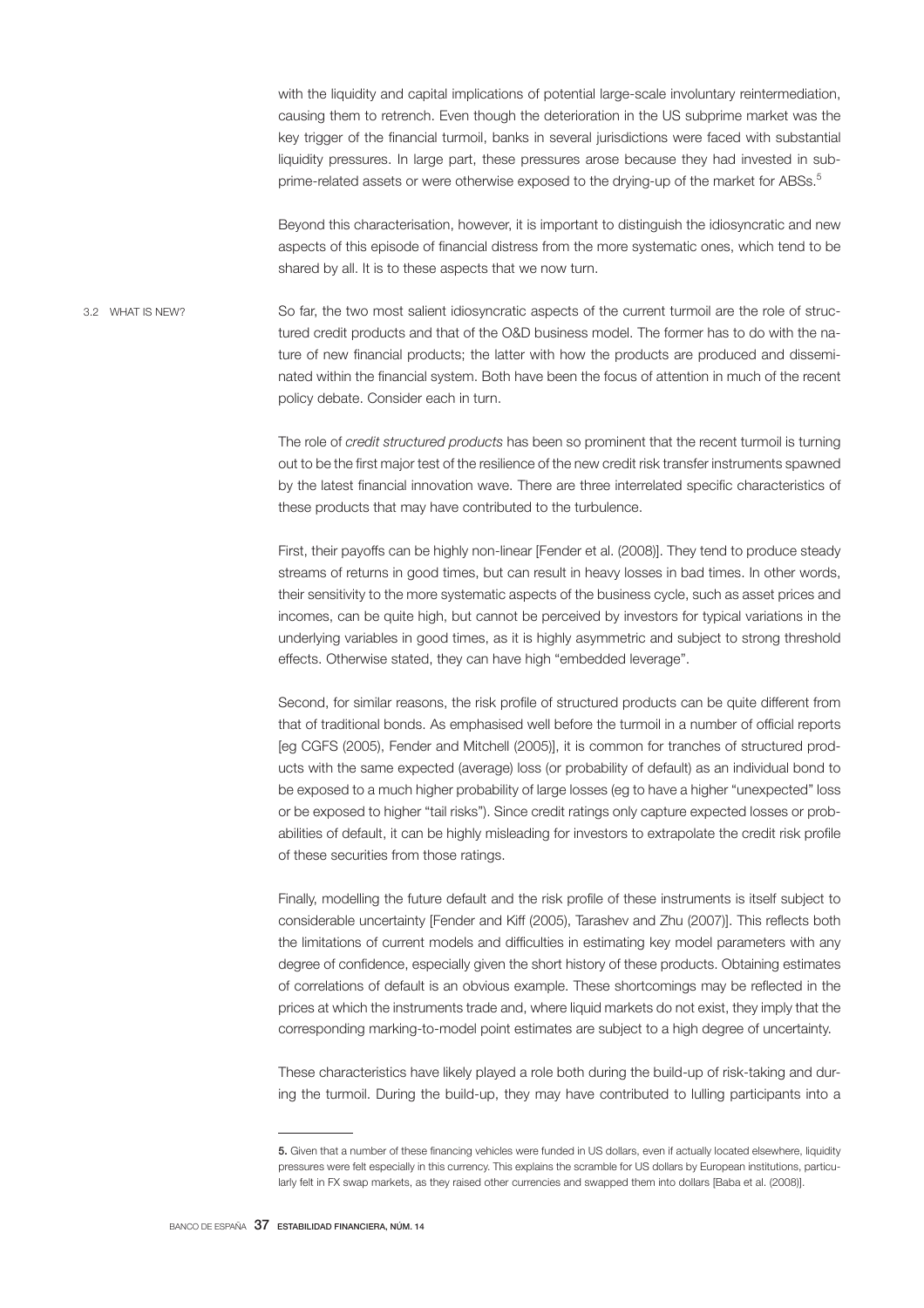with the liquidity and capital implications of potential large-scale involuntary reintermediation, causing them to retrench. Even though the deterioration in the US subprime market was the key trigger of the financial turmoil, banks in several jurisdictions were faced with substantial liquidity pressures. In large part, these pressures arose because they had invested in subprime-related assets or were otherwise exposed to the drying-up of the market for ABSs.[5]

Beyond this characterisation, however, it is important to distinguish the idiosyncratic and new aspects of this episode of financial distress from the more systematic ones, which tend to be shared by all. It is to these aspects that we now turn.

### 3.2 WHAT IS NEW?

So far, the two most salient idiosyncratic aspects of the current turmoil are the role of structured credit products and that of the O&D business model. The former has to do with the nature of new financial products; the latter with how the products are produced and disseminated within the financial system. Both have been the focus of attention in much of the recent policy debate. Consider each in turn.

The role of *credit structured products* has been so prominent that the recent turmoil is turning out to be the first major test of the resilience of the new credit risk transfer instruments spawned by the latest financial innovation wave. There are three interrelated specific characteristics of these products that may have contributed to the turbulence.

First, their payoffs can be highly non-linear [Fender et al. (2008)]. They tend to produce steady streams of returns in good times, but can result in heavy losses in bad times. In other words, their sensitivity to the more systematic aspects of the business cycle, such as asset prices and incomes, can be quite high, but cannot be perceived by investors for typical variations in the underlying variables in good times, as it is highly asymmetric and subject to strong threshold effects. Otherwise stated, they can have high "embedded leverage".

Second, for similar reasons, the risk profile of structured products can be quite different from that of traditional bonds. As emphasised well before the turmoil in a number of official reports [eg CGFS (2005), Fender and Mitchell (2005)], it is common for tranches of structured products with the same expected (average) loss (or probability of default) as an individual bond to be exposed to a much higher probability of large losses (eg to have a higher "unexpected" loss or be exposed to higher "tail risks"). Since credit ratings only capture expected losses or probabilities of default, it can be highly misleading for investors to extrapolate the credit risk profile of these securities from those ratings.

Finally, modelling the future default and the risk profile of these instruments is itself subject to considerable uncertainty [Fender and Kiff (2005), Tarashev and Zhu (2007)]. This reflects both the limitations of current models and difficulties in estimating key model parameters with any degree of confidence, especially given the short history of these products. Obtaining estimates of correlations of default is an obvious example. These shortcomings may be reflected in the prices at which the instruments trade and, where liquid markets do not exist, they imply that the corresponding marking-to-model point estimates are subject to a high degree of uncertainty.

These characteristics have likely played a role both during the build-up of risk-taking and during the turmoil. During the build-up, they may have contributed to lulling participants into a

---

**5.** Given that a number of these financing vehicles were funded in US dollars, even if actually located elsewhere, liquidity pressures were felt especially in this currency. This explains the scramble for US dollars by European institutions, particularly felt in FX swap markets, as they raised other currencies and swapped them into dollars [Baba et al. (2008)].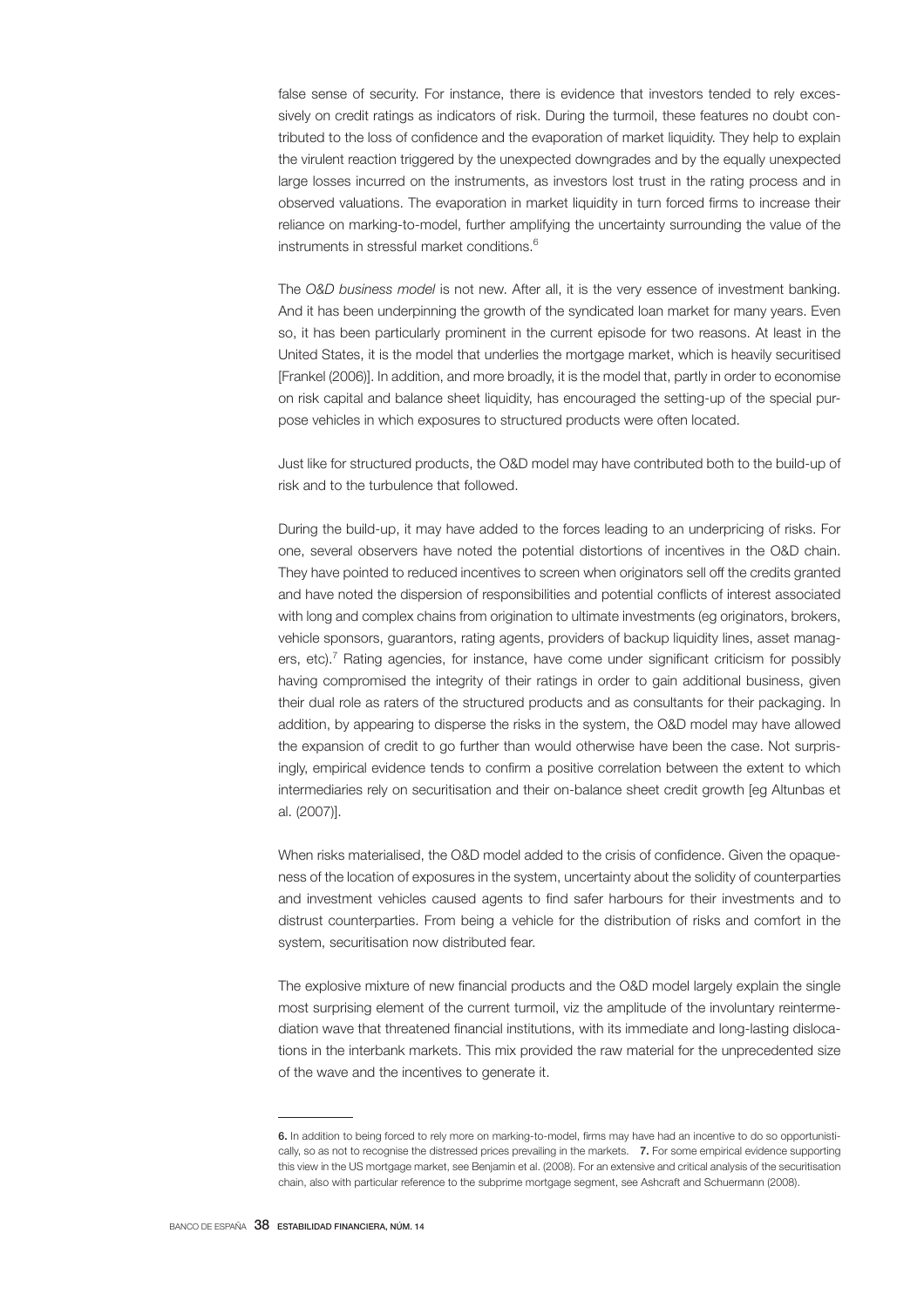false sense of security. For instance, there is evidence that investors tended to rely excessively on credit ratings as indicators of risk. During the turmoil, these features no doubt contributed to the loss of confidence and the evaporation of market liquidity. They help to explain the virulent reaction triggered by the unexpected downgrades and by the equally unexpected large losses incurred on the instruments, as investors lost trust in the rating process and in observed valuations. The evaporation in market liquidity in turn forced firms to increase their reliance on marking-to-model, further amplifying the uncertainty surrounding the value of the instruments in stressful market conditions.[6]

The *O&D business model* is not new. After all, it is the very essence of investment banking. And it has been underpinning the growth of the syndicated loan market for many years. Even so, it has been particularly prominent in the current episode for two reasons. At least in the United States, it is the model that underlies the mortgage market, which is heavily securitised [Frankel (2006)]. In addition, and more broadly, it is the model that, partly in order to economise on risk capital and balance sheet liquidity, has encouraged the setting-up of the special purpose vehicles in which exposures to structured products were often located.

Just like for structured products, the O&D model may have contributed both to the build-up of risk and to the turbulence that followed.

During the build-up, it may have added to the forces leading to an underpricing of risks. For one, several observers have noted the potential distortions of incentives in the O&D chain. They have pointed to reduced incentives to screen when originators sell off the credits granted and have noted the dispersion of responsibilities and potential conflicts of interest associated with long and complex chains from origination to ultimate investments (eg originators, brokers, vehicle sponsors, guarantors, rating agents, providers of backup liquidity lines, asset managers, etc).[7] Rating agencies, for instance, have come under significant criticism for possibly having compromised the integrity of their ratings in order to gain additional business, given their dual role as raters of the structured products and as consultants for their packaging. In addition, by appearing to disperse the risks in the system, the O&D model may have allowed the expansion of credit to go further than would otherwise have been the case. Not surprisingly, empirical evidence tends to confirm a positive correlation between the extent to which intermediaries rely on securitisation and their on-balance sheet credit growth [eg Altunbas et al. (2007)].

When risks materialised, the O&D model added to the crisis of confidence. Given the opaqueness of the location of exposures in the system, uncertainty about the solidity of counterparties and investment vehicles caused agents to find safer harbours for their investments and to distrust counterparties. From being a vehicle for the distribution of risks and comfort in the system, securitisation now distributed fear.

The explosive mixture of new financial products and the O&D model largely explain the single most surprising element of the current turmoil, viz the amplitude of the involuntary reintermediation wave that threatened financial institutions, with its immediate and long-lasting dislocations in the interbank markets. This mix provided the raw material for the unprecedented size of the wave and the incentives to generate it.

---

**6.** In addition to being forced to rely more on marking-to-model, firms may have had an incentive to do so opportunistically, so as not to recognise the distressed prices prevailing in the markets. **7.** For some empirical evidence supporting this view in the US mortgage market, see Benjamin et al. (2008). For an extensive and critical analysis of the securitisation chain, also with particular reference to the subprime mortgage segment, see Ashcraft and Schuermann (2008).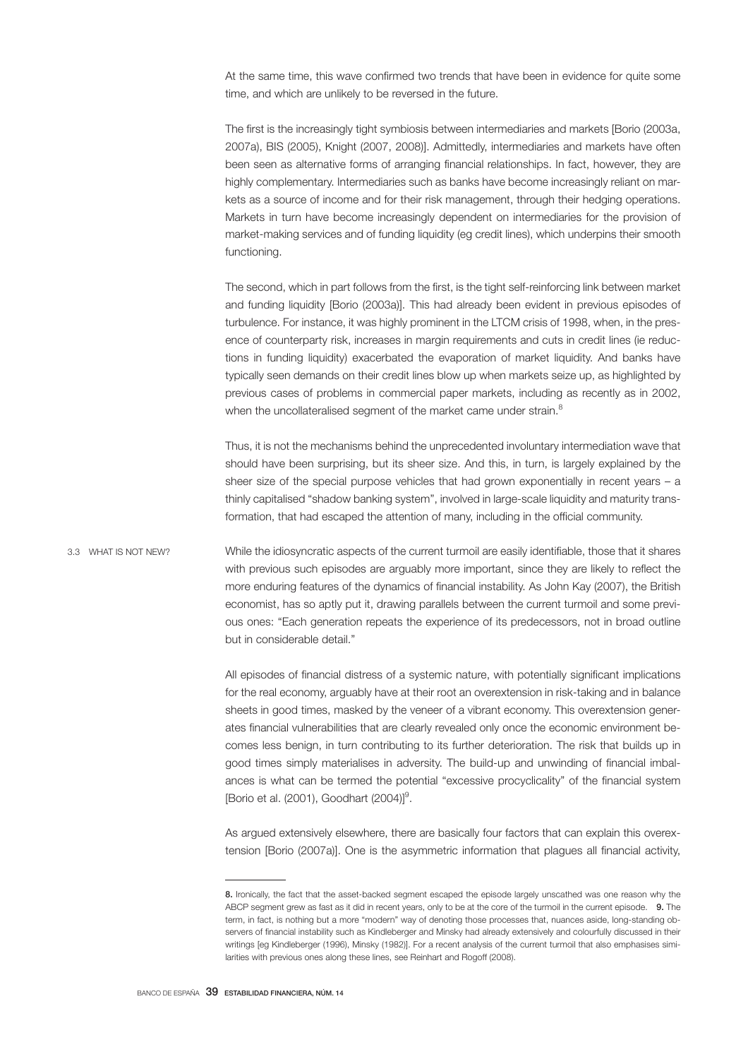At the same time, this wave confirmed two trends that have been in evidence for quite some time, and which are unlikely to be reversed in the future.

The first is the increasingly tight symbiosis between intermediaries and markets [Borio (2003a, 2007a), BIS (2005), Knight (2007, 2008)]. Admittedly, intermediaries and markets have often been seen as alternative forms of arranging financial relationships. In fact, however, they are highly complementary. Intermediaries such as banks have become increasingly reliant on markets as a source of income and for their risk management, through their hedging operations. Markets in turn have become increasingly dependent on intermediaries for the provision of market-making services and of funding liquidity (eg credit lines), which underpins their smooth functioning.

The second, which in part follows from the first, is the tight self-reinforcing link between market and funding liquidity [Borio (2003a)]. This had already been evident in previous episodes of turbulence. For instance, it was highly prominent in the LTCM crisis of 1998, when, in the presence of counterparty risk, increases in margin requirements and cuts in credit lines (ie reductions in funding liquidity) exacerbated the evaporation of market liquidity. And banks have typically seen demands on their credit lines blow up when markets seize up, as highlighted by previous cases of problems in commercial paper markets, including as recently as in 2002, when the uncollateralised segment of the market came under strain.[8]

Thus, it is not the mechanisms behind the unprecedented involuntary intermediation wave that should have been surprising, but its sheer size. And this, in turn, is largely explained by the sheer size of the special purpose vehicles that had grown exponentially in recent years – a thinly capitalised "shadow banking system", involved in large-scale liquidity and maturity transformation, that had escaped the attention of many, including in the official community.

### 3.3 WHAT IS NOT NEW?

While the idiosyncratic aspects of the current turmoil are easily identifiable, those that it shares with previous such episodes are arguably more important, since they are likely to reflect the more enduring features of the dynamics of financial instability. As John Kay (2007), the British economist, has so aptly put it, drawing parallels between the current turmoil and some previous ones: "Each generation repeats the experience of its predecessors, not in broad outline but in considerable detail."

All episodes of financial distress of a systemic nature, with potentially significant implications for the real economy, arguably have at their root an overextension in risk-taking and in balance sheets in good times, masked by the veneer of a vibrant economy. This overextension generates financial vulnerabilities that are clearly revealed only once the economic environment becomes less benign, in turn contributing to its further deterioration. The risk that builds up in good times simply materialises in adversity. The build-up and unwinding of financial imbalances is what can be termed the potential "excessive procyclicality" of the financial system [Borio et al. (2001), Goodhart (2004)][9].

As argued extensively elsewhere, there are basically four factors that can explain this overextension [Borio (2007a)]. One is the asymmetric information that plagues all financial activity,

---

**8.** Ironically, the fact that the asset-backed segment escaped the episode largely unscathed was one reason why the ABCP segment grew as fast as it did in recent years, only to be at the core of the turmoil in the current episode. **9.** The term, in fact, is nothing but a more "modern" way of denoting those processes that, nuances aside, long-standing observers of financial instability such as Kindleberger and Minsky had already extensively and colourfully discussed in their writings [eg Kindleberger (1996), Minsky (1982)]. For a recent analysis of the current turmoil that also emphasises similarities with previous ones along these lines, see Reinhart and Rogoff (2008).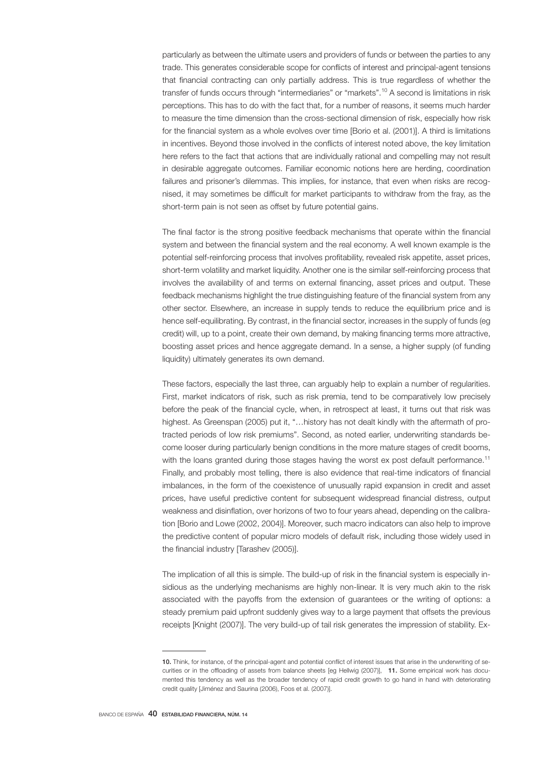particularly as between the ultimate users and providers of funds or between the parties to any trade. This generates considerable scope for conflicts of interest and principal-agent tensions that financial contracting can only partially address. This is true regardless of whether the transfer of funds occurs through "intermediaries" or "markets".[10] A second is limitations in risk perceptions. This has to do with the fact that, for a number of reasons, it seems much harder to measure the time dimension than the cross-sectional dimension of risk, especially how risk for the financial system as a whole evolves over time [Borio et al. (2001)]. A third is limitations in incentives. Beyond those involved in the conflicts of interest noted above, the key limitation here refers to the fact that actions that are individually rational and compelling may not result in desirable aggregate outcomes. Familiar economic notions here are herding, coordination failures and prisoner's dilemmas. This implies, for instance, that even when risks are recognised, it may sometimes be difficult for market participants to withdraw from the fray, as the short-term pain is not seen as offset by future potential gains.

The final factor is the strong positive feedback mechanisms that operate within the financial system and between the financial system and the real economy. A well known example is the potential self-reinforcing process that involves profitability, revealed risk appetite, asset prices, short-term volatility and market liquidity. Another one is the similar self-reinforcing process that involves the availability of and terms on external financing, asset prices and output. These feedback mechanisms highlight the true distinguishing feature of the financial system from any other sector. Elsewhere, an increase in supply tends to reduce the equilibrium price and is hence self-equilibrating. By contrast, in the financial sector, increases in the supply of funds (eg credit) will, up to a point, create their own demand, by making financing terms more attractive, boosting asset prices and hence aggregate demand. In a sense, a higher supply (of funding liquidity) ultimately generates its own demand.

These factors, especially the last three, can arguably help to explain a number of regularities. First, market indicators of risk, such as risk premia, tend to be comparatively low precisely before the peak of the financial cycle, when, in retrospect at least, it turns out that risk was highest. As Greenspan (2005) put it, "…history has not dealt kindly with the aftermath of protracted periods of low risk premiums". Second, as noted earlier, underwriting standards become looser during particularly benign conditions in the more mature stages of credit booms, with the loans granted during those stages having the worst ex post default performance.[11] Finally, and probably most telling, there is also evidence that real-time indicators of financial imbalances, in the form of the coexistence of unusually rapid expansion in credit and asset prices, have useful predictive content for subsequent widespread financial distress, output weakness and disinflation, over horizons of two to four years ahead, depending on the calibration [Borio and Lowe (2002, 2004)]. Moreover, such macro indicators can also help to improve the predictive content of popular micro models of default risk, including those widely used in the financial industry [Tarashev (2005)].

The implication of all this is simple. The build-up of risk in the financial system is especially insidious as the underlying mechanisms are highly non-linear. It is very much akin to the risk associated with the payoffs from the extension of guarantees or the writing of options: a steady premium paid upfront suddenly gives way to a large payment that offsets the previous receipts [Knight (2007)]. The very build-up of tail risk generates the impression of stability. Ex-

---

**10.** Think, for instance, of the principal-agent and potential conflict of interest issues that arise in the underwriting of securities or in the offloading of assets from balance sheets [eg Hellwig (2007)]. **11.** Some empirical work has documented this tendency as well as the broader tendency of rapid credit growth to go hand in hand with deteriorating credit quality [Jiménez and Saurina (2006), Foos et al. (2007)].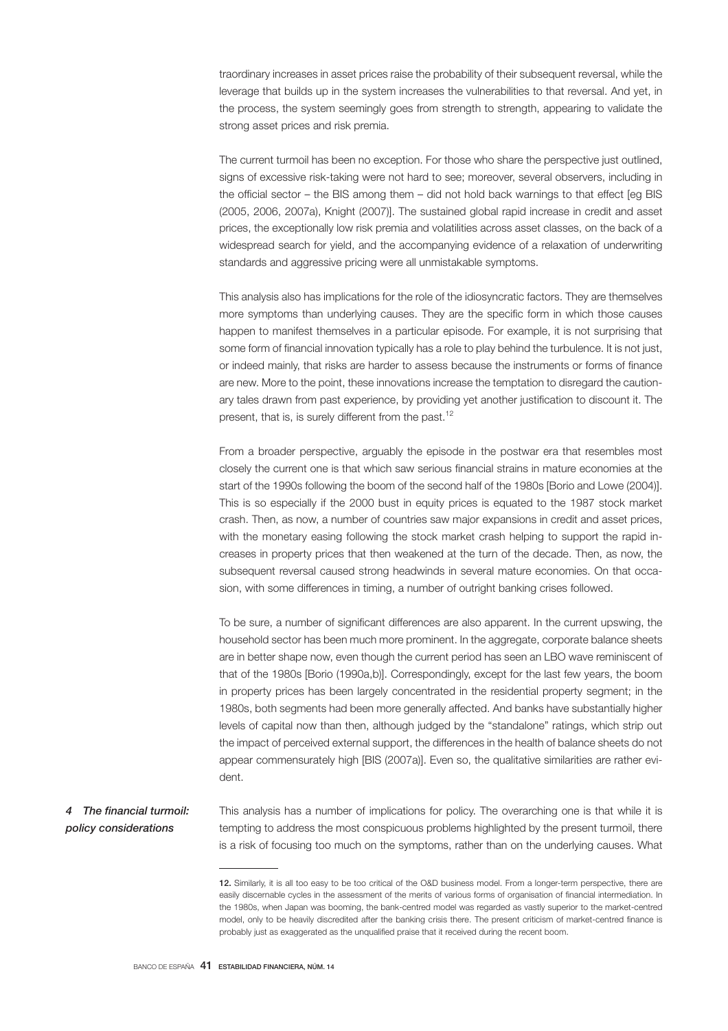traordinary increases in asset prices raise the probability of their subsequent reversal, while the leverage that builds up in the system increases the vulnerabilities to that reversal. And yet, in the process, the system seemingly goes from strength to strength, appearing to validate the strong asset prices and risk premia.

The current turmoil has been no exception. For those who share the perspective just outlined, signs of excessive risk-taking were not hard to see; moreover, several observers, including in the official sector – the BIS among them – did not hold back warnings to that effect [eg BIS (2005, 2006, 2007a), Knight (2007)]. The sustained global rapid increase in credit and asset prices, the exceptionally low risk premia and volatilities across asset classes, on the back of a widespread search for yield, and the accompanying evidence of a relaxation of underwriting standards and aggressive pricing were all unmistakable symptoms.

This analysis also has implications for the role of the idiosyncratic factors. They are themselves more symptoms than underlying causes. They are the specific form in which those causes happen to manifest themselves in a particular episode. For example, it is not surprising that some form of financial innovation typically has a role to play behind the turbulence. It is not just, or indeed mainly, that risks are harder to assess because the instruments or forms of finance are new. More to the point, these innovations increase the temptation to disregard the cautionary tales drawn from past experience, by providing yet another justification to discount it. The present, that is, is surely different from the past.[12]

From a broader perspective, arguably the episode in the postwar era that resembles most closely the current one is that which saw serious financial strains in mature economies at the start of the 1990s following the boom of the second half of the 1980s [Borio and Lowe (2004)]. This is so especially if the 2000 bust in equity prices is equated to the 1987 stock market crash. Then, as now, a number of countries saw major expansions in credit and asset prices, with the monetary easing following the stock market crash helping to support the rapid increases in property prices that then weakened at the turn of the decade. Then, as now, the subsequent reversal caused strong headwinds in several mature economies. On that occasion, with some differences in timing, a number of outright banking crises followed.

To be sure, a number of significant differences are also apparent. In the current upswing, the household sector has been much more prominent. In the aggregate, corporate balance sheets are in better shape now, even though the current period has seen an LBO wave reminiscent of that of the 1980s [Borio (1990a,b)]. Correspondingly, except for the last few years, the boom in property prices has been largely concentrated in the residential property segment; in the 1980s, both segments had been more generally affected. And banks have substantially higher levels of capital now than then, although judged by the "standalone" ratings, which strip out the impact of perceived external support, the differences in the health of balance sheets do not appear commensurately high [BIS (2007a)]. Even so, the qualitative similarities are rather evident.

## *4 The financial turmoil: policy considerations*

This analysis has a number of implications for policy. The overarching one is that while it is tempting to address the most conspicuous problems highlighted by the present turmoil, there is a risk of focusing too much on the symptoms, rather than on the underlying causes. What

---

12. Similarly, it is all too easy to be too critical of the O&D business model. From a longer-term perspective, there are easily discernable cycles in the assessment of the merits of various forms of organisation of financial intermediation. In the 1980s, when Japan was booming, the bank-centred model was regarded as vastly superior to the market-centred model, only to be heavily discredited after the banking crisis there. The present criticism of market-centred finance is probably just as exaggerated as the unqualified praise that it received during the recent boom.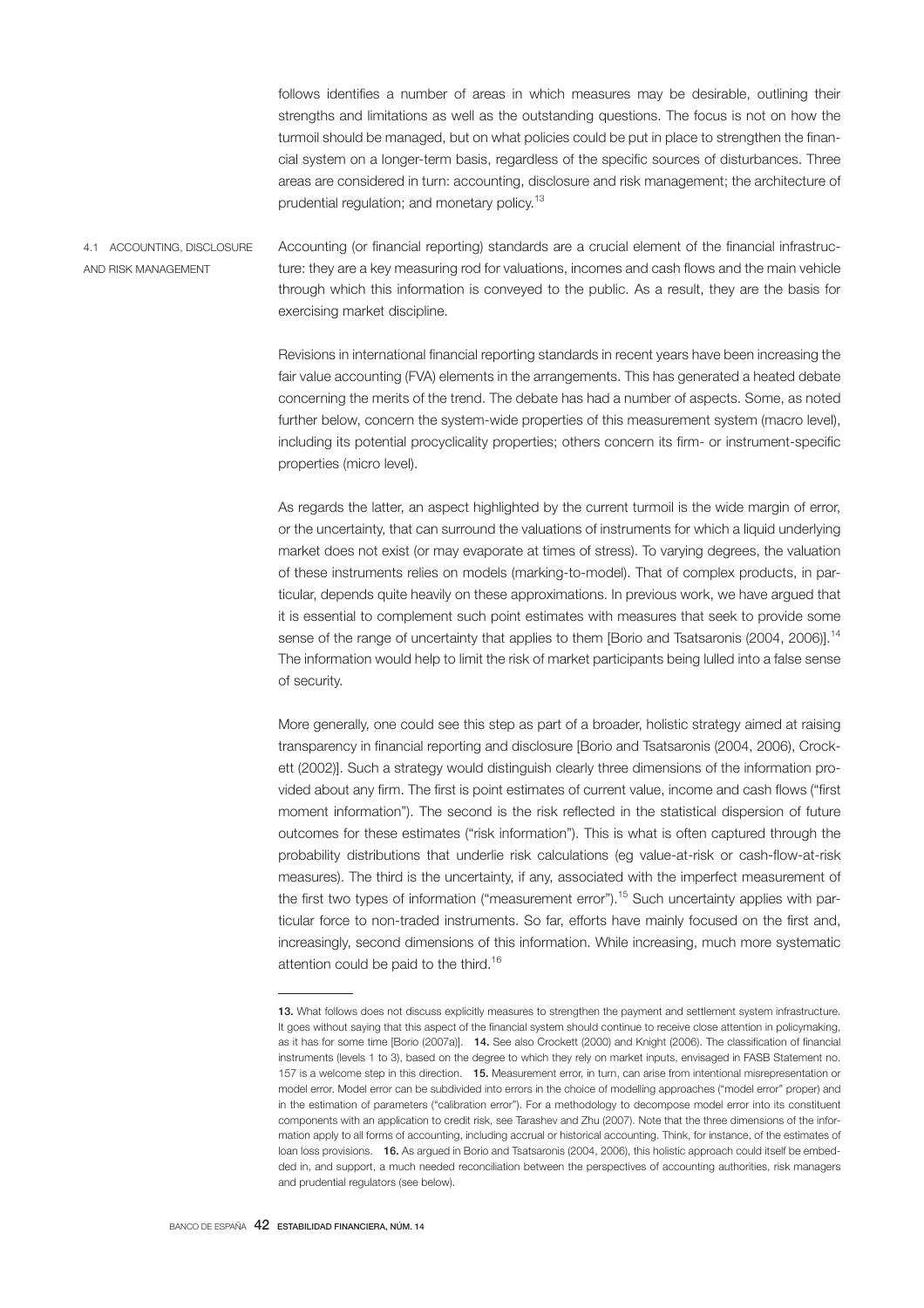follows identifies a number of areas in which measures may be desirable, outlining their strengths and limitations as well as the outstanding questions. The focus is not on how the turmoil should be managed, but on what policies could be put in place to strengthen the financial system on a longer-term basis, regardless of the specific sources of disturbances. Three areas are considered in turn: accounting, disclosure and risk management; the architecture of prudential regulation; and monetary policy.[13]

## 4.1 ACCOUNTING, DISCLOSURE AND RISK MANAGEMENT

Accounting (or financial reporting) standards are a crucial element of the financial infrastructure: they are a key measuring rod for valuations, incomes and cash flows and the main vehicle through which this information is conveyed to the public. As a result, they are the basis for exercising market discipline.

Revisions in international financial reporting standards in recent years have been increasing the fair value accounting (FVA) elements in the arrangements. This has generated a heated debate concerning the merits of the trend. The debate has had a number of aspects. Some, as noted further below, concern the system-wide properties of this measurement system (macro level), including its potential procyclicality properties; others concern its firm- or instrument-specific properties (micro level).

As regards the latter, an aspect highlighted by the current turmoil is the wide margin of error, or the uncertainty, that can surround the valuations of instruments for which a liquid underlying market does not exist (or may evaporate at times of stress). To varying degrees, the valuation of these instruments relies on models (marking-to-model). That of complex products, in particular, depends quite heavily on these approximations. In previous work, we have argued that it is essential to complement such point estimates with measures that seek to provide some sense of the range of uncertainty that applies to them [Borio and Tsatsaronis (2004, 2006)].[14] The information would help to limit the risk of market participants being lulled into a false sense of security.

More generally, one could see this step as part of a broader, holistic strategy aimed at raising transparency in financial reporting and disclosure [Borio and Tsatsaronis (2004, 2006), Crockett (2002)]. Such a strategy would distinguish clearly three dimensions of the information provided about any firm. The first is point estimates of current value, income and cash flows ("first moment information"). The second is the risk reflected in the statistical dispersion of future outcomes for these estimates ("risk information"). This is what is often captured through the probability distributions that underlie risk calculations (eg value-at-risk or cash-flow-at-risk measures). The third is the uncertainty, if any, associated with the imperfect measurement of the first two types of information ("measurement error").[15] Such uncertainty applies with particular force to non-traded instruments. So far, efforts have mainly focused on the first and, increasingly, second dimensions of this information. While increasing, much more systematic attention could be paid to the third.[16]

---

**13.** What follows does not discuss explicitly measures to strengthen the payment and settlement system infrastructure. It goes without saying that this aspect of the financial system should continue to receive close attention in policymaking, as it has for some time [Borio (2007a)]. **14.** See also Crockett (2000) and Knight (2006). The classification of financial instruments (levels 1 to 3), based on the degree to which they rely on market inputs, envisaged in FASB Statement no. 157 is a welcome step in this direction. **15.** Measurement error, in turn, can arise from intentional misrepresentation or model error. Model error can be subdivided into errors in the choice of modelling approaches ("model error" proper) and in the estimation of parameters ("calibration error"). For a methodology to decompose model error into its constituent components with an application to credit risk, see Tarashev and Zhu (2007). Note that the three dimensions of the information apply to all forms of accounting, including accrual or historical accounting. Think, for instance, of the estimates of loan loss provisions. **16.** As argued in Borio and Tsatsaronis (2004, 2006), this holistic approach could itself be embedded in, and support, a much needed reconciliation between the perspectives of accounting authorities, risk managers and prudential regulators (see below).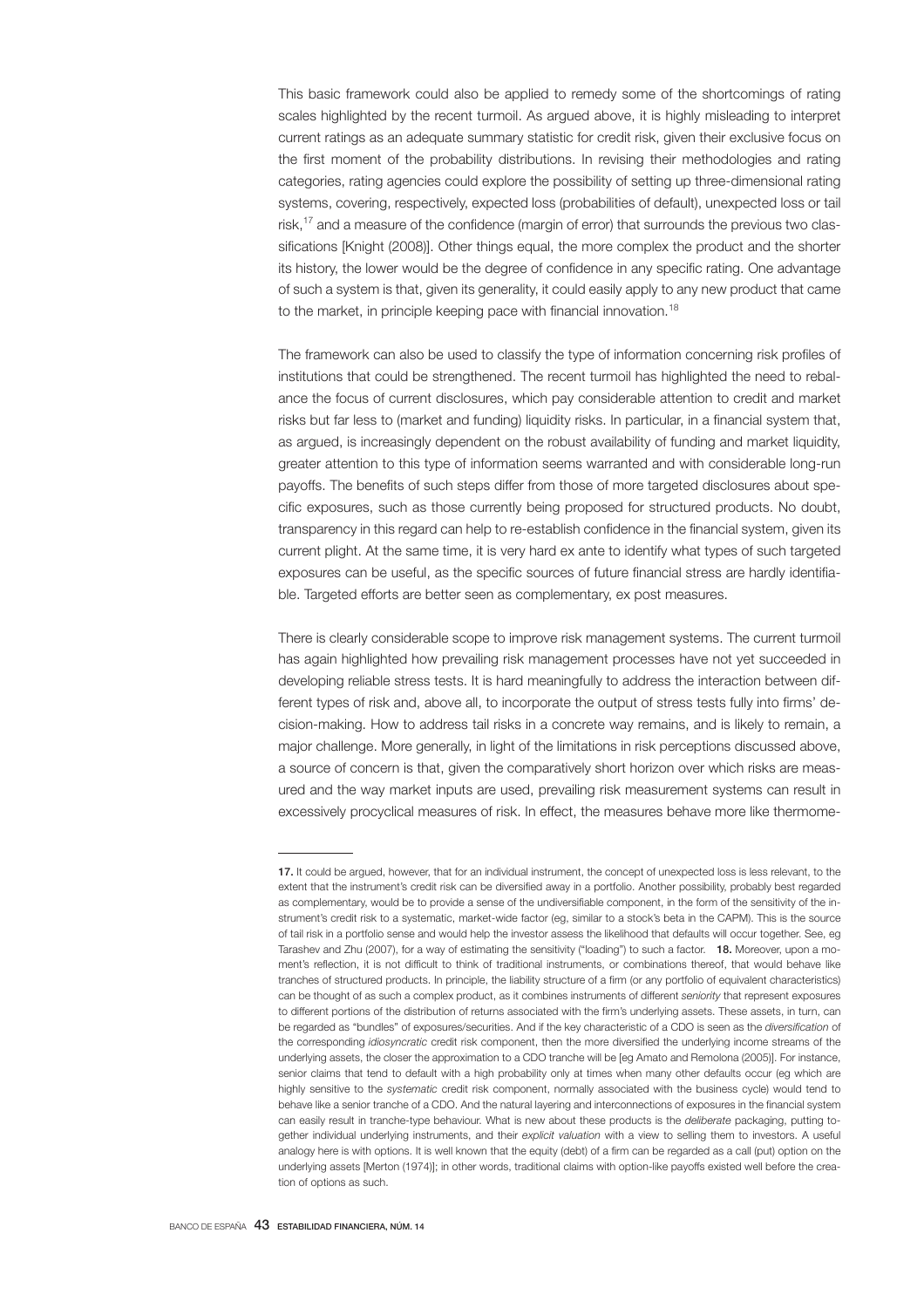This basic framework could also be applied to remedy some of the shortcomings of rating scales highlighted by the recent turmoil. As argued above, it is highly misleading to interpret current ratings as an adequate summary statistic for credit risk, given their exclusive focus on the first moment of the probability distributions. In revising their methodologies and rating categories, rating agencies could explore the possibility of setting up three-dimensional rating systems, covering, respectively, expected loss (probabilities of default), unexpected loss or tail risk,[17] and a measure of the confidence (margin of error) that surrounds the previous two classifications [Knight (2008)]. Other things equal, the more complex the product and the shorter its history, the lower would be the degree of confidence in any specific rating. One advantage of such a system is that, given its generality, it could easily apply to any new product that came to the market, in principle keeping pace with financial innovation.[18]

The framework can also be used to classify the type of information concerning risk profiles of institutions that could be strengthened. The recent turmoil has highlighted the need to rebalance the focus of current disclosures, which pay considerable attention to credit and market risks but far less to (market and funding) liquidity risks. In particular, in a financial system that, as argued, is increasingly dependent on the robust availability of funding and market liquidity, greater attention to this type of information seems warranted and with considerable long-run payoffs. The benefits of such steps differ from those of more targeted disclosures about specific exposures, such as those currently being proposed for structured products. No doubt, transparency in this regard can help to re-establish confidence in the financial system, given its current plight. At the same time, it is very hard ex ante to identify what types of such targeted exposures can be useful, as the specific sources of future financial stress are hardly identifiable. Targeted efforts are better seen as complementary, ex post measures.

There is clearly considerable scope to improve risk management systems. The current turmoil has again highlighted how prevailing risk management processes have not yet succeeded in developing reliable stress tests. It is hard meaningfully to address the interaction between different types of risk and, above all, to incorporate the output of stress tests fully into firms' decision-making. How to address tail risks in a concrete way remains, and is likely to remain, a major challenge. More generally, in light of the limitations in risk perceptions discussed above, a source of concern is that, given the comparatively short horizon over which risks are measured and the way market inputs are used, prevailing risk measurement systems can result in excessively procyclical measures of risk. In effect, the measures behave more like thermome-

---

**17.** It could be argued, however, that for an individual instrument, the concept of unexpected loss is less relevant, to the extent that the instrument's credit risk can be diversified away in a portfolio. Another possibility, probably best regarded as complementary, would be to provide a sense of the undiversifiable component, in the form of the sensitivity of the instrument's credit risk to a systematic, market-wide factor (eg, similar to a stock's beta in the CAPM). This is the source of tail risk in a portfolio sense and would help the investor assess the likelihood that defaults will occur together. See, eg Tarashev and Zhu (2007), for a way of estimating the sensitivity ("loading") to such a factor. **18.** Moreover, upon a moment's reflection, it is not difficult to think of traditional instruments, or combinations thereof, that would behave like tranches of structured products. In principle, the liability structure of a firm (or any portfolio of equivalent characteristics) can be thought of as such a complex product, as it combines instruments of different *seniority* that represent exposures to different portions of the distribution of returns associated with the firm's underlying assets. These assets, in turn, can be regarded as "bundles" of exposures/securities. And if the key characteristic of a CDO is seen as the *diversification* of the corresponding *idiosyncratic* credit risk component, then the more diversified the underlying income streams of the underlying assets, the closer the approximation to a CDO tranche will be [eg Amato and Remolona (2005)]. For instance, senior claims that tend to default with a high probability only at times when many other defaults occur (eg which are highly sensitive to the *systematic* credit risk component, normally associated with the business cycle) would tend to behave like a senior tranche of a CDO. And the natural layering and interconnections of exposures in the financial system can easily result in tranche-type behaviour. What is new about these products is the *deliberate* packaging, putting together individual underlying instruments, and their *explicit valuation* with a view to selling them to investors. A useful analogy here is with options. It is well known that the equity (debt) of a firm can be regarded as a call (put) option on the underlying assets [Merton (1974)]; in other words, traditional claims with option-like payoffs existed well before the creation of options as such.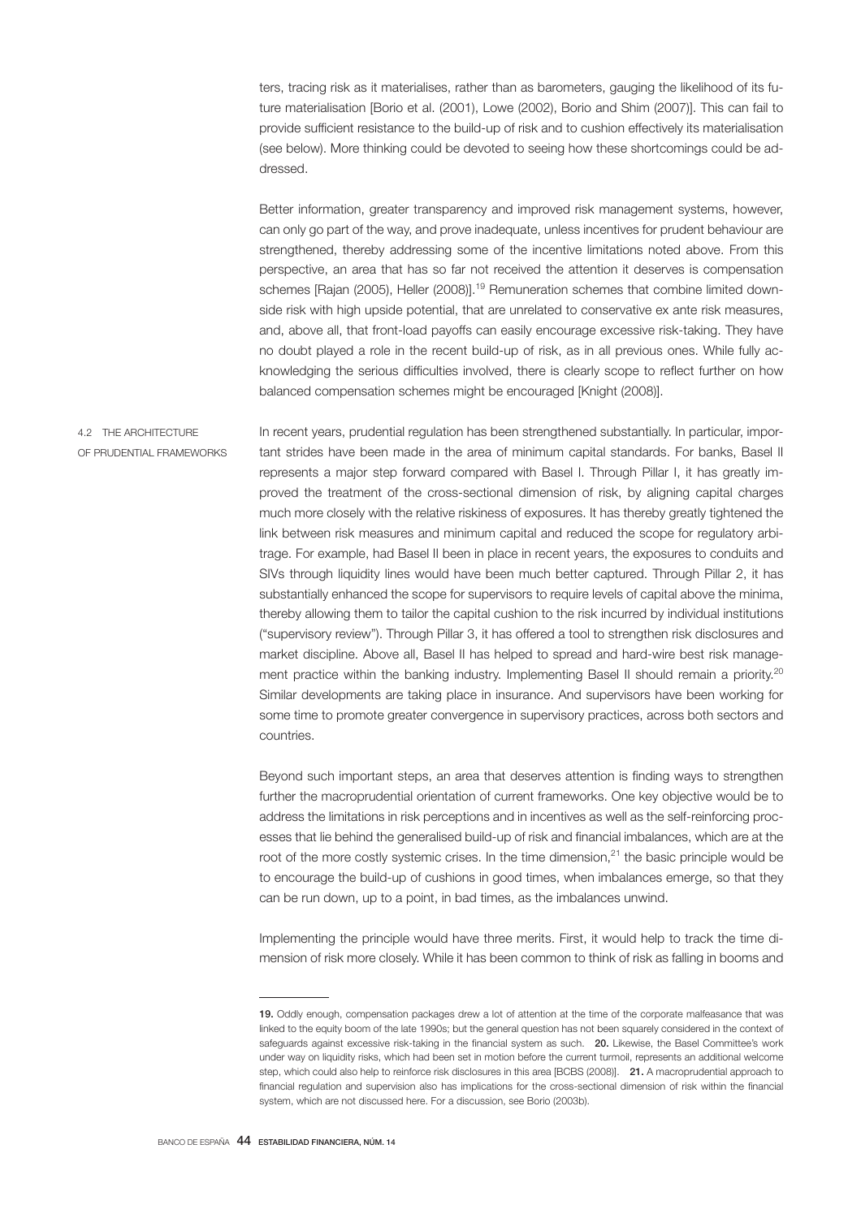ters, tracing risk as it materialises, rather than as barometers, gauging the likelihood of its future materialisation [Borio et al. (2001), Lowe (2002), Borio and Shim (2007)]. This can fail to provide sufficient resistance to the build-up of risk and to cushion effectively its materialisation (see below). More thinking could be devoted to seeing how these shortcomings could be addressed.

Better information, greater transparency and improved risk management systems, however, can only go part of the way, and prove inadequate, unless incentives for prudent behaviour are strengthened, thereby addressing some of the incentive limitations noted above. From this perspective, an area that has so far not received the attention it deserves is compensation schemes [Rajan (2005), Heller (2008)].[19] Remuneration schemes that combine limited downside risk with high upside potential, that are unrelated to conservative ex ante risk measures, and, above all, that front-load payoffs can easily encourage excessive risk-taking. They have no doubt played a role in the recent build-up of risk, as in all previous ones. While fully acknowledging the serious difficulties involved, there is clearly scope to reflect further on how balanced compensation schemes might be encouraged [Knight (2008)].

## 4.2 THE ARCHITECTURE OF PRUDENTIAL FRAMEWORKS

In recent years, prudential regulation has been strengthened substantially. In particular, important strides have been made in the area of minimum capital standards. For banks, Basel II represents a major step forward compared with Basel I. Through Pillar I, it has greatly improved the treatment of the cross-sectional dimension of risk, by aligning capital charges much more closely with the relative riskiness of exposures. It has thereby greatly tightened the link between risk measures and minimum capital and reduced the scope for regulatory arbitrage. For example, had Basel II been in place in recent years, the exposures to conduits and SIVs through liquidity lines would have been much better captured. Through Pillar 2, it has substantially enhanced the scope for supervisors to require levels of capital above the minima, thereby allowing them to tailor the capital cushion to the risk incurred by individual institutions ("supervisory review"). Through Pillar 3, it has offered a tool to strengthen risk disclosures and market discipline. Above all, Basel II has helped to spread and hard-wire best risk management practice within the banking industry. Implementing Basel II should remain a priority.[20] Similar developments are taking place in insurance. And supervisors have been working for some time to promote greater convergence in supervisory practices, across both sectors and countries.

Beyond such important steps, an area that deserves attention is finding ways to strengthen further the macroprudential orientation of current frameworks. One key objective would be to address the limitations in risk perceptions and in incentives as well as the self-reinforcing processes that lie behind the generalised build-up of risk and financial imbalances, which are at the root of the more costly systemic crises. In the time dimension,[21] the basic principle would be to encourage the build-up of cushions in good times, when imbalances emerge, so that they can be run down, up to a point, in bad times, as the imbalances unwind.

Implementing the principle would have three merits. First, it would help to track the time dimension of risk more closely. While it has been common to think of risk as falling in booms and

---

**19.** Oddly enough, compensation packages drew a lot of attention at the time of the corporate malfeasance that was linked to the equity boom of the late 1990s; but the general question has not been squarely considered in the context of safeguards against excessive risk-taking in the financial system as such. **20.** Likewise, the Basel Committee's work under way on liquidity risks, which had been set in motion before the current turmoil, represents an additional welcome step, which could also help to reinforce risk disclosures in this area [BCBS (2008)]. **21.** A macroprudential approach to financial regulation and supervision also has implications for the cross-sectional dimension of risk within the financial system, which are not discussed here. For a discussion, see Borio (2003b).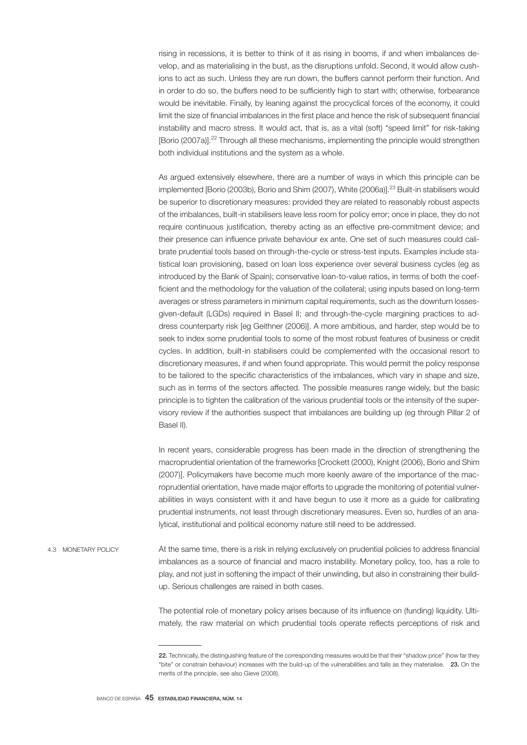rising in recessions, it is better to think of it as rising in booms, if and when imbalances develop, and as materialising in the bust, as the disruptions unfold. Second, it would allow cushions to act as such. Unless they are run down, the buffers cannot perform their function. And in order to do so, the buffers need to be sufficiently high to start with; otherwise, forbearance would be inevitable. Finally, by leaning against the procyclical forces of the economy, it could limit the size of financial imbalances in the first place and hence the risk of subsequent financial instability and macro stress. It would act, that is, as a vital (soft) "speed limit" for risk-taking [Borio (2007a)].[22] Through all these mechanisms, implementing the principle would strengthen both individual institutions and the system as a whole.

As argued extensively elsewhere, there are a number of ways in which this principle can be implemented [Borio (2003b), Borio and Shim (2007), White (2006a)].[23] Built-in stabilisers would be superior to discretionary measures: provided they are related to reasonably robust aspects of the imbalances, built-in stabilisers leave less room for policy error; once in place, they do not require continuous justification, thereby acting as an effective pre-commitment device; and their presence can influence private behaviour ex ante. One set of such measures could calibrate prudential tools based on through-the-cycle or stress-test inputs. Examples include statistical loan provisioning, based on loan loss experience over several business cycles (eg as introduced by the Bank of Spain); conservative loan-to-value ratios, in terms of both the coefficient and the methodology for the valuation of the collateral; using inputs based on long-term averages or stress parameters in minimum capital requirements, such as the downturn losses-given-default (LGDs) required in Basel II; and through-the-cycle margining practices to address counterparty risk [eg Geithner (2006)]. A more ambitious, and harder, step would be to seek to index some prudential tools to some of the most robust features of business or credit cycles. In addition, built-in stabilisers could be complemented with the occasional resort to discretionary measures, if and when found appropriate. This would permit the policy response to be tailored to the specific characteristics of the imbalances, which vary in shape and size, such as in terms of the sectors affected. The possible measures range widely, but the basic principle is to tighten the calibration of the various prudential tools or the intensity of the supervisory review if the authorities suspect that imbalances are building up (eg through Pillar 2 of Basel II).

In recent years, considerable progress has been made in the direction of strengthening the macroprudential orientation of the frameworks [Crockett (2000), Knight (2006), Borio and Shim (2007)]. Policymakers have become much more keenly aware of the importance of the macroprudential orientation, have made major efforts to upgrade the monitoring of potential vulnerabilities in ways consistent with it and have begun to use it more as a guide for calibrating prudential instruments, not least through discretionary measures. Even so, hurdles of an analytical, institutional and political economy nature still need to be addressed.

### 4.3 MONETARY POLICY

At the same time, there is a risk in relying exclusively on prudential policies to address financial imbalances as a source of financial and macro instability. Monetary policy, too, has a role to play, and not just in softening the impact of their unwinding, but also in constraining their build-up. Serious challenges are raised in both cases.

The potential role of monetary policy arises because of its influence on (funding) liquidity. Ultimately, the raw material on which prudential tools operate reflects perceptions of risk and

---

**22.** Technically, the distinguishing feature of the corresponding measures would be that their "shadow price" (how far they "bite" or constrain behaviour) increases with the build-up of the vulnerabilities and falls as they materialise. **23.** On the merits of the principle, see also Gieve (2008).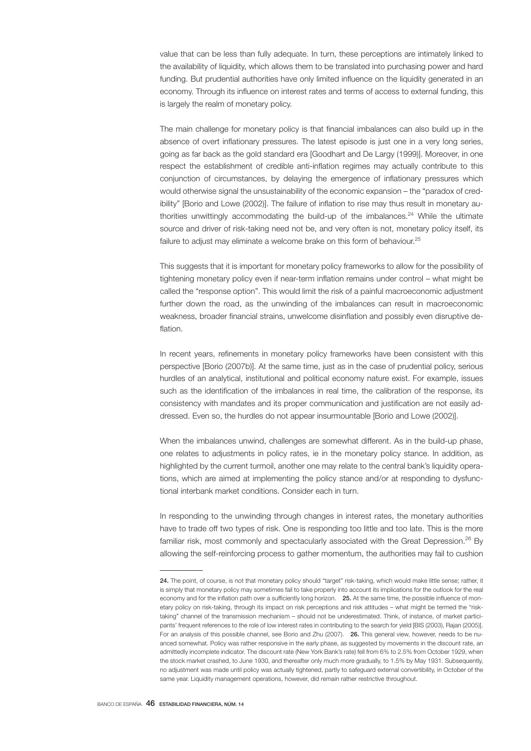value that can be less than fully adequate. In turn, these perceptions are intimately linked to the availability of liquidity, which allows them to be translated into purchasing power and hard funding. But prudential authorities have only limited influence on the liquidity generated in an economy. Through its influence on interest rates and terms of access to external funding, this is largely the realm of monetary policy.

The main challenge for monetary policy is that financial imbalances can also build up in the absence of overt inflationary pressures. The latest episode is just one in a very long series, going as far back as the gold standard era [Goodhart and De Largy (1999)]. Moreover, in one respect the establishment of credible anti-inflation regimes may actually contribute to this conjunction of circumstances, by delaying the emergence of inflationary pressures which would otherwise signal the unsustainability of the economic expansion – the "paradox of credibility" [Borio and Lowe (2002)]. The failure of inflation to rise may thus result in monetary authorities unwittingly accommodating the build-up of the imbalances.[24] While the ultimate source and driver of risk-taking need not be, and very often is not, monetary policy itself, its failure to adjust may eliminate a welcome brake on this form of behaviour.[25]

This suggests that it is important for monetary policy frameworks to allow for the possibility of tightening monetary policy even if near-term inflation remains under control – what might be called the "response option". This would limit the risk of a painful macroeconomic adjustment further down the road, as the unwinding of the imbalances can result in macroeconomic weakness, broader financial strains, unwelcome disinflation and possibly even disruptive deflation.

In recent years, refinements in monetary policy frameworks have been consistent with this perspective [Borio (2007b)]. At the same time, just as in the case of prudential policy, serious hurdles of an analytical, institutional and political economy nature exist. For example, issues such as the identification of the imbalances in real time, the calibration of the response, its consistency with mandates and its proper communication and justification are not easily addressed. Even so, the hurdles do not appear insurmountable [Borio and Lowe (2002)].

When the imbalances unwind, challenges are somewhat different. As in the build-up phase, one relates to adjustments in policy rates, ie in the monetary policy stance. In addition, as highlighted by the current turmoil, another one may relate to the central bank's liquidity operations, which are aimed at implementing the policy stance and/or at responding to dysfunctional interbank market conditions. Consider each in turn.

In responding to the unwinding through changes in interest rates, the monetary authorities have to trade off two types of risk. One is responding too little and too late. This is the more familiar risk, most commonly and spectacularly associated with the Great Depression.[26] By allowing the self-reinforcing process to gather momentum, the authorities may fail to cushion

---

**24.** The point, of course, is not that monetary policy should "target" risk-taking, which would make little sense; rather, it is simply that monetary policy may sometimes fail to take properly into account its implications for the outlook for the real economy and for the inflation path over a sufficiently long horizon. **25.** At the same time, the possible influence of monetary policy on risk-taking, through its impact on risk perceptions and risk attitudes – what might be termed the "risk-taking" channel of the transmission mechanism – should not be underestimated. Think, of instance, of market participants' frequent references to the role of low interest rates in contributing to the search for yield [BIS (2003), Rajan (2005)]. For an analysis of this possible channel, see Borio and Zhu (2007). **26.** This general view, however, needs to be nuanced somewhat. Policy was rather responsive in the early phase, as suggested by movements in the discount rate, an admittedly incomplete indicator. The discount rate (New York Bank's rate) fell from 6% to 2.5% from October 1929, when the stock market crashed, to June 1930, and thereafter only much more gradually, to 1.5% by May 1931. Subsequently, no adjustment was made until policy was actually tightened, partly to safeguard external convertibility, in October of the same year. Liquidity management operations, however, did remain rather restrictive throughout.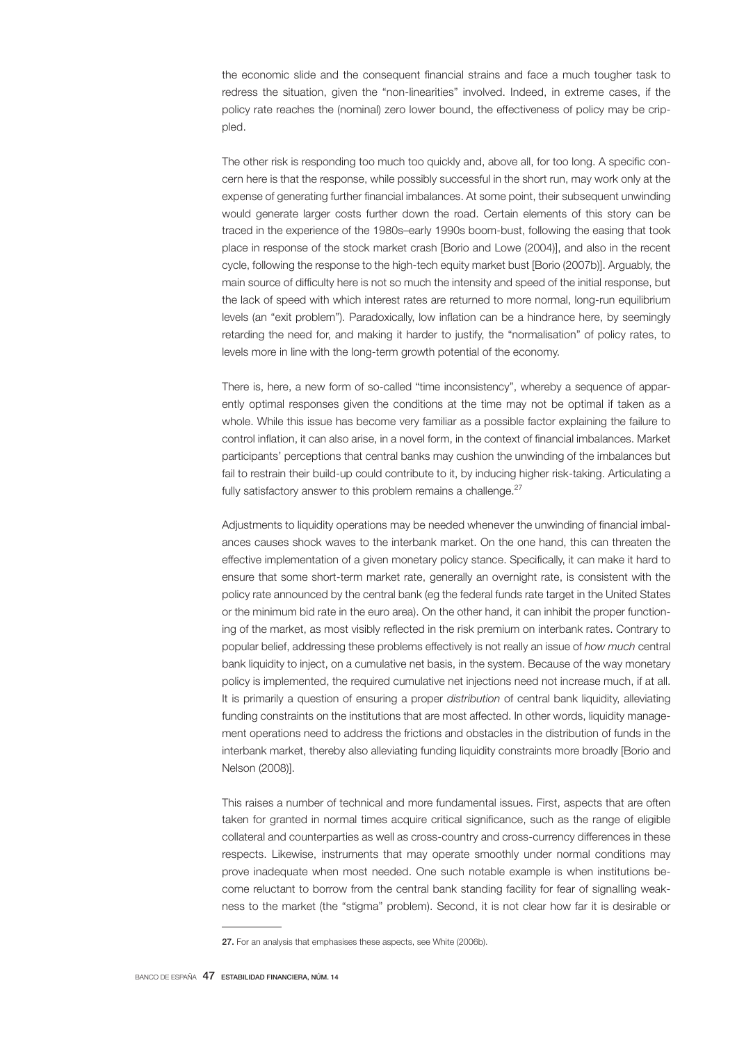the economic slide and the consequent financial strains and face a much tougher task to redress the situation, given the "non-linearities" involved. Indeed, in extreme cases, if the policy rate reaches the (nominal) zero lower bound, the effectiveness of policy may be crippled.

The other risk is responding too much too quickly and, above all, for too long. A specific concern here is that the response, while possibly successful in the short run, may work only at the expense of generating further financial imbalances. At some point, their subsequent unwinding would generate larger costs further down the road. Certain elements of this story can be traced in the experience of the 1980s–early 1990s boom-bust, following the easing that took place in response of the stock market crash [Borio and Lowe (2004)], and also in the recent cycle, following the response to the high-tech equity market bust [Borio (2007b)]. Arguably, the main source of difficulty here is not so much the intensity and speed of the initial response, but the lack of speed with which interest rates are returned to more normal, long-run equilibrium levels (an "exit problem"). Paradoxically, low inflation can be a hindrance here, by seemingly retarding the need for, and making it harder to justify, the "normalisation" of policy rates, to levels more in line with the long-term growth potential of the economy.

There is, here, a new form of so-called "time inconsistency", whereby a sequence of apparently optimal responses given the conditions at the time may not be optimal if taken as a whole. While this issue has become very familiar as a possible factor explaining the failure to control inflation, it can also arise, in a novel form, in the context of financial imbalances. Market participants' perceptions that central banks may cushion the unwinding of the imbalances but fail to restrain their build-up could contribute to it, by inducing higher risk-taking. Articulating a fully satisfactory answer to this problem remains a challenge.[27]

Adjustments to liquidity operations may be needed whenever the unwinding of financial imbalances causes shock waves to the interbank market. On the one hand, this can threaten the effective implementation of a given monetary policy stance. Specifically, it can make it hard to ensure that some short-term market rate, generally an overnight rate, is consistent with the policy rate announced by the central bank (eg the federal funds rate target in the United States or the minimum bid rate in the euro area). On the other hand, it can inhibit the proper functioning of the market, as most visibly reflected in the risk premium on interbank rates. Contrary to popular belief, addressing these problems effectively is not really an issue of *how much* central bank liquidity to inject, on a cumulative net basis, in the system. Because of the way monetary policy is implemented, the required cumulative net injections need not increase much, if at all. It is primarily a question of ensuring a proper *distribution* of central bank liquidity, alleviating funding constraints on the institutions that are most affected. In other words, liquidity management operations need to address the frictions and obstacles in the distribution of funds in the interbank market, thereby also alleviating funding liquidity constraints more broadly [Borio and Nelson (2008)].

This raises a number of technical and more fundamental issues. First, aspects that are often taken for granted in normal times acquire critical significance, such as the range of eligible collateral and counterparties as well as cross-country and cross-currency differences in these respects. Likewise, instruments that may operate smoothly under normal conditions may prove inadequate when most needed. One such notable example is when institutions become reluctant to borrow from the central bank standing facility for fear of signalling weakness to the market (the "stigma" problem). Second, it is not clear how far it is desirable or

---

**27.** For an analysis that emphasises these aspects, see White (2006b).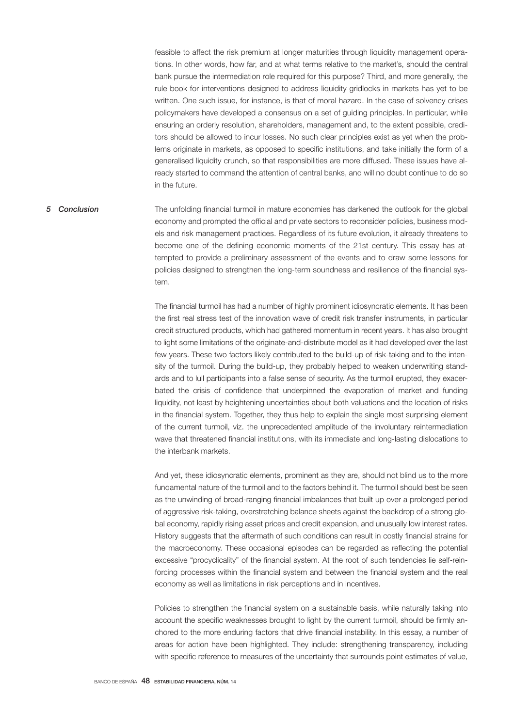feasible to affect the risk premium at longer maturities through liquidity management operations. In other words, how far, and at what terms relative to the market's, should the central bank pursue the intermediation role required for this purpose? Third, and more generally, the rule book for interventions designed to address liquidity gridlocks in markets has yet to be written. One such issue, for instance, is that of moral hazard. In the case of solvency crises policymakers have developed a consensus on a set of guiding principles. In particular, while ensuring an orderly resolution, shareholders, management and, to the extent possible, creditors should be allowed to incur losses. No such clear principles exist as yet when the problems originate in markets, as opposed to specific institutions, and take initially the form of a generalised liquidity crunch, so that responsibilities are more diffused. These issues have already started to command the attention of central banks, and will no doubt continue to do so in the future.

## 5 Conclusion

The unfolding financial turmoil in mature economies has darkened the outlook for the global economy and prompted the official and private sectors to reconsider policies, business models and risk management practices. Regardless of its future evolution, it already threatens to become one of the defining economic moments of the 21st century. This essay has attempted to provide a preliminary assessment of the events and to draw some lessons for policies designed to strengthen the long-term soundness and resilience of the financial system.

The financial turmoil has had a number of highly prominent idiosyncratic elements. It has been the first real stress test of the innovation wave of credit risk transfer instruments, in particular credit structured products, which had gathered momentum in recent years. It has also brought to light some limitations of the originate-and-distribute model as it had developed over the last few years. These two factors likely contributed to the build-up of risk-taking and to the intensity of the turmoil. During the build-up, they probably helped to weaken underwriting standards and to lull participants into a false sense of security. As the turmoil erupted, they exacerbated the crisis of confidence that underpinned the evaporation of market and funding liquidity, not least by heightening uncertainties about both valuations and the location of risks in the financial system. Together, they thus help to explain the single most surprising element of the current turmoil, viz. the unprecedented amplitude of the involuntary reintermediation wave that threatened financial institutions, with its immediate and long-lasting dislocations to the interbank markets.

And yet, these idiosyncratic elements, prominent as they are, should not blind us to the more fundamental nature of the turmoil and to the factors behind it. The turmoil should best be seen as the unwinding of broad-ranging financial imbalances that built up over a prolonged period of aggressive risk-taking, overstretching balance sheets against the backdrop of a strong global economy, rapidly rising asset prices and credit expansion, and unusually low interest rates. History suggests that the aftermath of such conditions can result in costly financial strains for the macroeconomy. These occasional episodes can be regarded as reflecting the potential excessive "procyclicality" of the financial system. At the root of such tendencies lie self-reinforcing processes within the financial system and between the financial system and the real economy as well as limitations in risk perceptions and in incentives.

Policies to strengthen the financial system on a sustainable basis, while naturally taking into account the specific weaknesses brought to light by the current turmoil, should be firmly anchored to the more enduring factors that drive financial instability. In this essay, a number of areas for action have been highlighted. They include: strengthening transparency, including with specific reference to measures of the uncertainty that surrounds point estimates of value,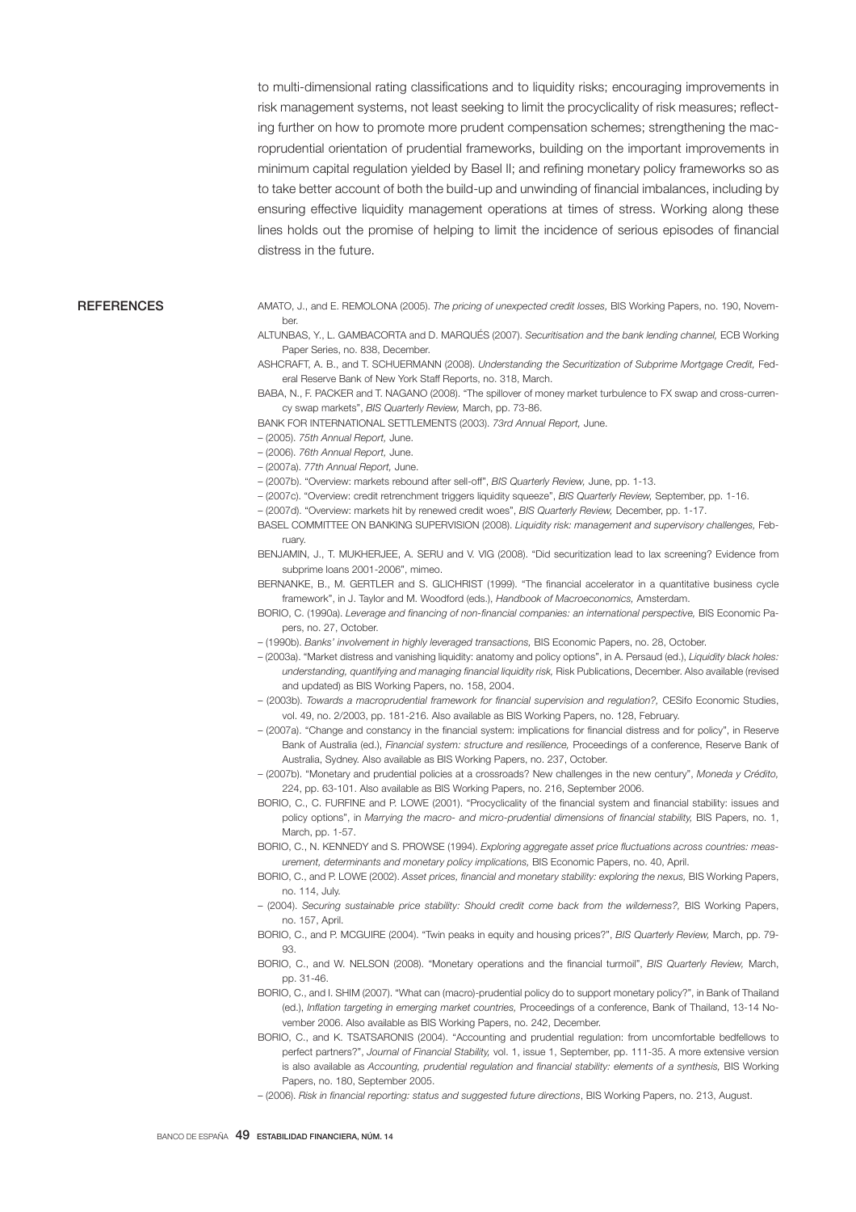to multi-dimensional rating classifications and to liquidity risks; encouraging improvements in risk management systems, not least seeking to limit the procyclicality of risk measures; reflecting further on how to promote more prudent compensation schemes; strengthening the macroprudential orientation of prudential frameworks, building on the important improvements in minimum capital regulation yielded by Basel II; and refining monetary policy frameworks so as to take better account of both the build-up and unwinding of financial imbalances, including by ensuring effective liquidity management operations at times of stress. Working along these lines holds out the promise of helping to limit the incidence of serious episodes of financial distress in the future.

## REFERENCES

AMATO, J., and E. REMOLONA (2005). *The pricing of unexpected credit losses,* BIS Working Papers, no. 190, November.

ALTUNBAS, Y., L. GAMBACORTA and D. MARQUÉS (2007). *Securitisation and the bank lending channel,* ECB Working Paper Series, no. 838, December.

ASHCRAFT, A. B., and T. SCHUERMANN (2008). *Understanding the Securitization of Subprime Mortgage Credit,* Federal Reserve Bank of New York Staff Reports, no. 318, March.

BABA, N., F. PACKER and T. NAGANO (2008). "The spillover of money market turbulence to FX swap and cross-currency swap markets", *BIS Quarterly Review,* March, pp. 73-86.

BANK FOR INTERNATIONAL SETTLEMENTS (2003). *73rd Annual Report,* June.

– (2005). *75th Annual Report,* June.

– (2006). *76th Annual Report,* June.

– (2007a). *77th Annual Report,* June.

– (2007b). "Overview: markets rebound after sell-off", *BIS Quarterly Review,* June, pp. 1-13.

– (2007c). "Overview: credit retrenchment triggers liquidity squeeze", *BIS Quarterly Review,* September, pp. 1-16.

– (2007d). "Overview: markets hit by renewed credit woes", *BIS Quarterly Review,* December, pp. 1-17.

BASEL COMMITTEE ON BANKING SUPERVISION (2008). *Liquidity risk: management and supervisory challenges,* February.

BENJAMIN, J., T. MUKHERJEE, A. SERU and V. VIG (2008). "Did securitization lead to lax screening? Evidence from subprime loans 2001-2006", mimeo.

BERNANKE, B., M. GERTLER and S. GLICHRIST (1999). "The financial accelerator in a quantitative business cycle framework", in J. Taylor and M. Woodford (eds.), *Handbook of Macroeconomics,* Amsterdam.

BORIO, C. (1990a). *Leverage and financing of non-financial companies: an international perspective,* BIS Economic Papers, no. 27, October.

– (1990b). *Banks' involvement in highly leveraged transactions,* BIS Economic Papers, no. 28, October.

– (2003a). "Market distress and vanishing liquidity: anatomy and policy options", in A. Persaud (ed.), *Liquidity black holes: understanding, quantifying and managing financial liquidity risk,* Risk Publications, December. Also available (revised and updated) as BIS Working Papers, no. 158, 2004.

– (2003b). *Towards a macroprudential framework for financial supervision and regulation?,* CESifo Economic Studies, vol. 49, no. 2/2003, pp. 181-216. Also available as BIS Working Papers, no. 128, February.

– (2007a). "Change and constancy in the financial system: implications for financial distress and for policy", in Reserve Bank of Australia (ed.), *Financial system: structure and resilience,* Proceedings of a conference, Reserve Bank of Australia, Sydney. Also available as BIS Working Papers, no. 237, October.

– (2007b). "Monetary and prudential policies at a crossroads? New challenges in the new century", *Moneda y Crédito,* 224, pp. 63-101. Also available as BIS Working Papers, no. 216, September 2006.

BORIO, C., C. FURFINE and P. LOWE (2001). "Procyclicality of the financial system and financial stability: issues and policy options", in *Marrying the macro- and micro-prudential dimensions of financial stability,* BIS Papers, no. 1, March, pp. 1-57.

BORIO, C., N. KENNEDY and S. PROWSE (1994). *Exploring aggregate asset price fluctuations across countries: measurement, determinants and monetary policy implications,* BIS Economic Papers, no. 40, April.

BORIO, C., and P. LOWE (2002). *Asset prices, financial and monetary stability: exploring the nexus,* BIS Working Papers, no. 114, July.

– (2004). *Securing sustainable price stability: Should credit come back from the wilderness?,* BIS Working Papers, no. 157, April.

BORIO, C., and P. MCGUIRE (2004). "Twin peaks in equity and housing prices?", *BIS Quarterly Review,* March, pp. 79-93.

BORIO, C., and W. NELSON (2008). "Monetary operations and the financial turmoil", *BIS Quarterly Review,* March, pp. 31-46.

BORIO, C., and I. SHIM (2007). "What can (macro)-prudential policy do to support monetary policy?", in Bank of Thailand (ed.), *Inflation targeting in emerging market countries,* Proceedings of a conference, Bank of Thailand, 13-14 November 2006. Also available as BIS Working Papers, no. 242, December.

BORIO, C., and K. TSATSARONIS (2004). "Accounting and prudential regulation: from uncomfortable bedfellows to perfect partners?", *Journal of Financial Stability,* vol. 1, issue 1, September, pp. 111-35. A more extensive version is also available as *Accounting, prudential regulation and financial stability: elements of a synthesis,* BIS Working Papers, no. 180, September 2005.

– (2006). *Risk in financial reporting: status and suggested future directions*, BIS Working Papers, no. 213, August.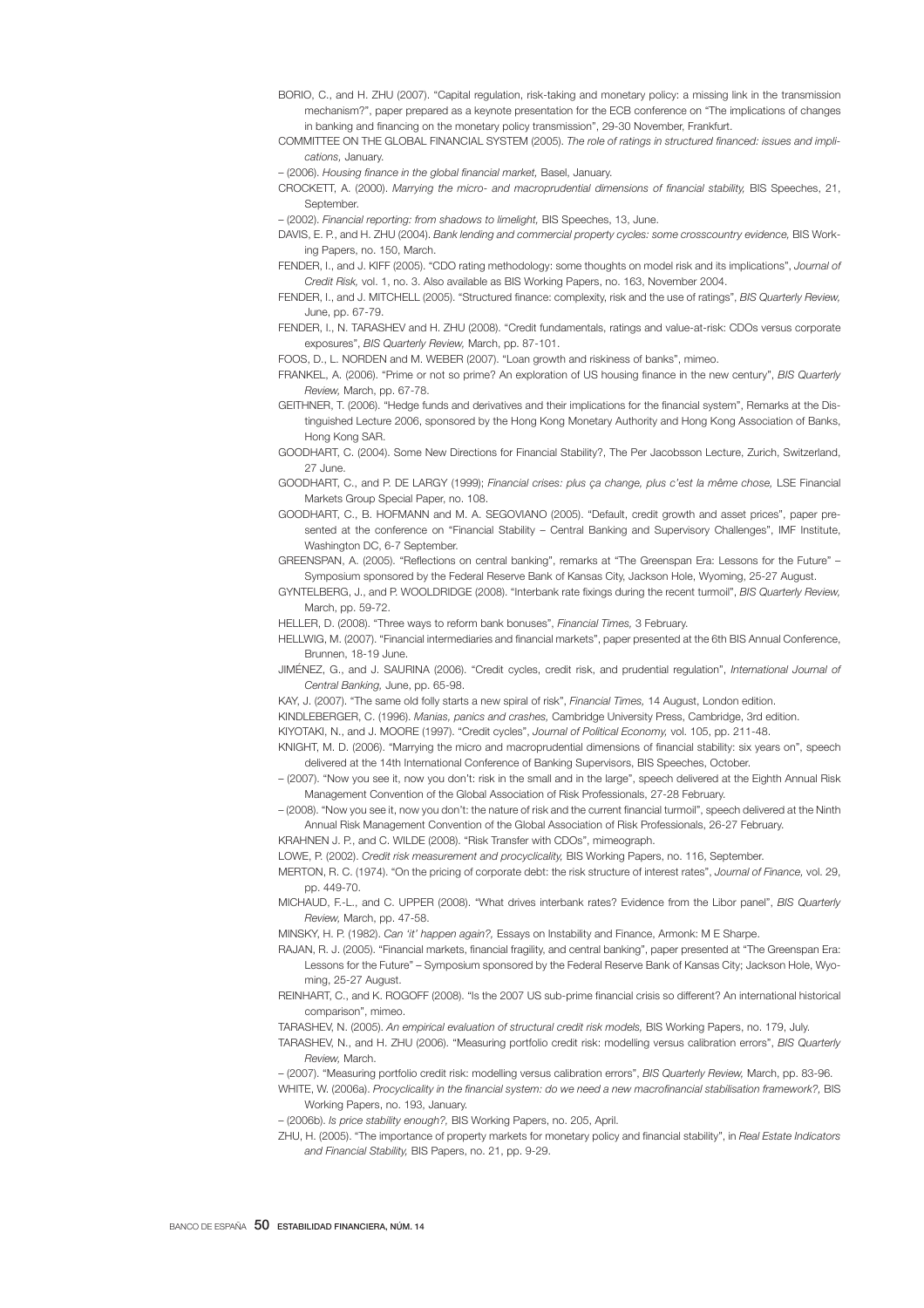BORIO, C., and H. ZHU (2007). "Capital regulation, risk-taking and monetary policy: a missing link in the transmission mechanism?", paper prepared as a keynote presentation for the ECB conference on "The implications of changes in banking and financing on the monetary policy transmission", 29-30 November, Frankfurt.

COMMITTEE ON THE GLOBAL FINANCIAL SYSTEM (2005). *The role of ratings in structured financed: issues and implications,* January.

– (2006). *Housing finance in the global financial market,* Basel, January.

CROCKETT, A. (2000). *Marrying the micro- and macroprudential dimensions of financial stability,* BIS Speeches, 21, September.

– (2002). *Financial reporting: from shadows to limelight,* BIS Speeches, 13, June.

DAVIS, E. P., and H. ZHU (2004). *Bank lending and commercial property cycles: some crosscountry evidence,* BIS Working Papers, no. 150, March.

FENDER, I., and J. KIFF (2005). "CDO rating methodology: some thoughts on model risk and its implications", *Journal of Credit Risk,* vol. 1, no. 3. Also available as BIS Working Papers, no. 163, November 2004.

FENDER, I., and J. MITCHELL (2005). "Structured finance: complexity, risk and the use of ratings", *BIS Quarterly Review,* June, pp. 67-79.

FENDER, I., N. TARASHEV and H. ZHU (2008). "Credit fundamentals, ratings and value-at-risk: CDOs versus corporate exposures", *BIS Quarterly Review,* March, pp. 87-101.

FOOS, D., L. NORDEN and M. WEBER (2007). "Loan growth and riskiness of banks", mimeo.

FRANKEL, A. (2006). "Prime or not so prime? An exploration of US housing finance in the new century", *BIS Quarterly Review,* March, pp. 67-78.

GEITHNER, T. (2006). "Hedge funds and derivatives and their implications for the financial system", Remarks at the Distinguished Lecture 2006, sponsored by the Hong Kong Monetary Authority and Hong Kong Association of Banks, Hong Kong SAR.

GOODHART, C. (2004). Some New Directions for Financial Stability?, The Per Jacobsson Lecture, Zurich, Switzerland, 27 June.

GOODHART, C., and P. DE LARGY (1999); *Financial crises: plus ça change, plus c'est la même chose,* LSE Financial Markets Group Special Paper, no. 108.

GOODHART, C., B. HOFMANN and M. A. SEGOVIANO (2005). "Default, credit growth and asset prices", paper presented at the conference on "Financial Stability – Central Banking and Supervisory Challenges", IMF Institute, Washington DC, 6-7 September.

GREENSPAN, A. (2005). "Reflections on central banking", remarks at "The Greenspan Era: Lessons for the Future" – Symposium sponsored by the Federal Reserve Bank of Kansas City, Jackson Hole, Wyoming, 25-27 August.

GYNTELBERG, J., and P. WOOLDRIDGE (2008). "Interbank rate fixings during the recent turmoil", *BIS Quarterly Review,* March, pp. 59-72.

HELLER, D. (2008). "Three ways to reform bank bonuses", *Financial Times,* 3 February.

HELLWIG, M. (2007). "Financial intermediaries and financial markets", paper presented at the 6th BIS Annual Conference, Brunnen, 18-19 June.

JIMÉNEZ, G., and J. SAURINA (2006). "Credit cycles, credit risk, and prudential regulation", *International Journal of Central Banking,* June, pp. 65-98.

KAY, J. (2007). "The same old folly starts a new spiral of risk", *Financial Times,* 14 August, London edition.

KINDLEBERGER, C. (1996). *Manias, panics and crashes,* Cambridge University Press, Cambridge, 3rd edition.

KIYOTAKI, N., and J. MOORE (1997). "Credit cycles", *Journal of Political Economy,* vol. 105, pp. 211-48.

KNIGHT, M. D. (2006). "Marrying the micro and macroprudential dimensions of financial stability: six years on", speech delivered at the 14th International Conference of Banking Supervisors, BIS Speeches, October.

– (2007). "Now you see it, now you don't: risk in the small and in the large", speech delivered at the Eighth Annual Risk Management Convention of the Global Association of Risk Professionals, 27-28 February.

– (2008). "Now you see it, now you don't: the nature of risk and the current financial turmoil", speech delivered at the Ninth Annual Risk Management Convention of the Global Association of Risk Professionals, 26-27 February.

KRAHNEN J. P., and C. WILDE (2008). "Risk Transfer with CDOs", mimeograph.

LOWE, P. (2002). *Credit risk measurement and procyclicality,* BIS Working Papers, no. 116, September.

MERTON, R. C. (1974). "On the pricing of corporate debt: the risk structure of interest rates", *Journal of Finance,* vol. 29, pp. 449-70.

MICHAUD, F.-L., and C. UPPER (2008). "What drives interbank rates? Evidence from the Libor panel", *BIS Quarterly Review,* March, pp. 47-58.

MINSKY, H. P. (1982). *Can 'it' happen again?,* Essays on Instability and Finance, Armonk: M E Sharpe.

RAJAN, R. J. (2005). "Financial markets, financial fragility, and central banking", paper presented at "The Greenspan Era: Lessons for the Future" – Symposium sponsored by the Federal Reserve Bank of Kansas City; Jackson Hole, Wyoming, 25-27 August.

REINHART, C., and K. ROGOFF (2008). "Is the 2007 US sub-prime financial crisis so different? An international historical comparison", mimeo.

TARASHEV, N. (2005). *An empirical evaluation of structural credit risk models,* BIS Working Papers, no. 179, July.

TARASHEV, N., and H. ZHU (2006). "Measuring portfolio credit risk: modelling versus calibration errors", *BIS Quarterly Review,* March.

– (2007). "Measuring portfolio credit risk: modelling versus calibration errors", *BIS Quarterly Review,* March, pp. 83-96.

WHITE, W. (2006a). *Procyclicality in the financial system: do we need a new macrofinancial stabilisation framework?,* BIS Working Papers, no. 193, January.

– (2006b). *Is price stability enough?,* BIS Working Papers, no. 205, April.

ZHU, H. (2005). "The importance of property markets for monetary policy and financial stability", in *Real Estate Indicators and Financial Stability,* BIS Papers, no. 21, pp. 9-29.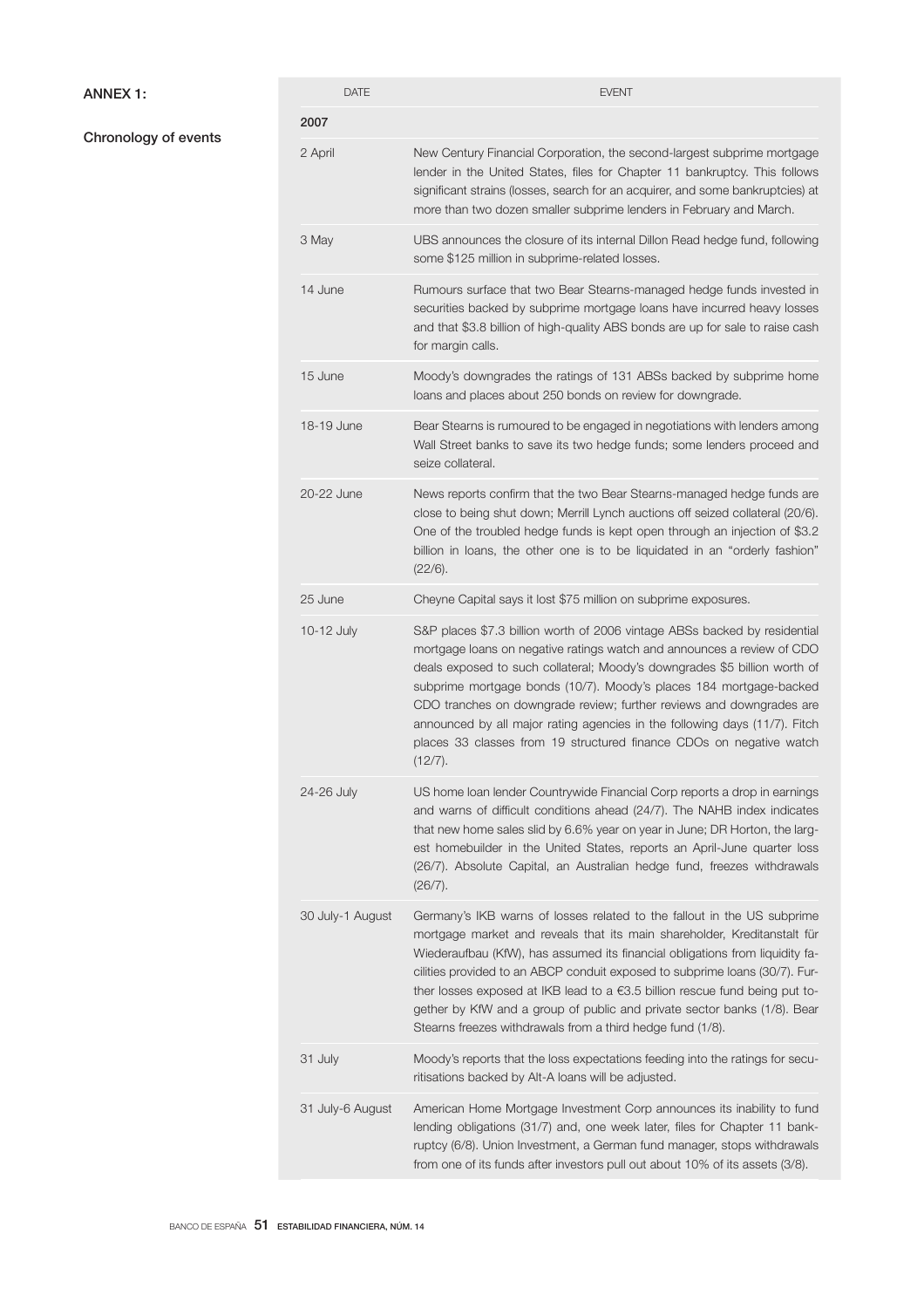## ANNEX 1:

### Chronology of events

| DATE | EVENT |
|---|---|
| **2007** | |
| 2 April | New Century Financial Corporation, the second-largest subprime mortgage lender in the United States, files for Chapter 11 bankruptcy. This follows significant strains (losses, search for an acquirer, and some bankruptcies) at more than two dozen smaller subprime lenders in February and March. |
| 3 May | UBS announces the closure of its internal Dillon Read hedge fund, following some $125 million in subprime-related losses. |
| 14 June | Rumours surface that two Bear Stearns-managed hedge funds invested in securities backed by subprime mortgage loans have incurred heavy losses and that $3.8 billion of high-quality ABS bonds are up for sale to raise cash for margin calls. |
| 15 June | Moody's downgrades the ratings of 131 ABSs backed by subprime home loans and places about 250 bonds on review for downgrade. |
| 18-19 June | Bear Stearns is rumoured to be engaged in negotiations with lenders among Wall Street banks to save its two hedge funds; some lenders proceed and seize collateral. |
| 20-22 June | News reports confirm that the two Bear Stearns-managed hedge funds are close to being shut down; Merrill Lynch auctions off seized collateral (20/6). One of the troubled hedge funds is kept open through an injection of $3.2 billion in loans, the other one is to be liquidated in an "orderly fashion" (22/6). |
| 25 June | Cheyne Capital says it lost $75 million on subprime exposures. |
| 10-12 July | S&P places $7.3 billion worth of 2006 vintage ABSs backed by residential mortgage loans on negative ratings watch and announces a review of CDO deals exposed to such collateral; Moody's downgrades $5 billion worth of subprime mortgage bonds (10/7). Moody's places 184 mortgage-backed CDO tranches on downgrade review; further reviews and downgrades are announced by all major rating agencies in the following days (11/7). Fitch places 33 classes from 19 structured finance CDOs on negative watch (12/7). |
| 24-26 July | US home loan lender Countrywide Financial Corp reports a drop in earnings and warns of difficult conditions ahead (24/7). The NAHB index indicates that new home sales slid by 6.6% year on year in June; DR Horton, the largest homebuilder in the United States, reports an April-June quarter loss (26/7). Absolute Capital, an Australian hedge fund, freezes withdrawals (26/7). |
| 30 July-1 August | Germany's IKB warns of losses related to the fallout in the US subprime mortgage market and reveals that its main shareholder, Kreditanstalt für Wiederaufbau (KfW), has assumed its financial obligations from liquidity facilities provided to an ABCP conduit exposed to subprime loans (30/7). Further losses exposed at IKB lead to a €3.5 billion rescue fund being put together by KfW and a group of public and private sector banks (1/8). Bear Stearns freezes withdrawals from a third hedge fund (1/8). |
| 31 July | Moody's reports that the loss expectations feeding into the ratings for securitisations backed by Alt-A loans will be adjusted. |
| 31 July-6 August | American Home Mortgage Investment Corp announces its inability to fund lending obligations (31/7) and, one week later, files for Chapter 11 bankruptcy (6/8). Union Investment, a German fund manager, stops withdrawals from one of its funds after investors pull out about 10% of its assets (3/8). |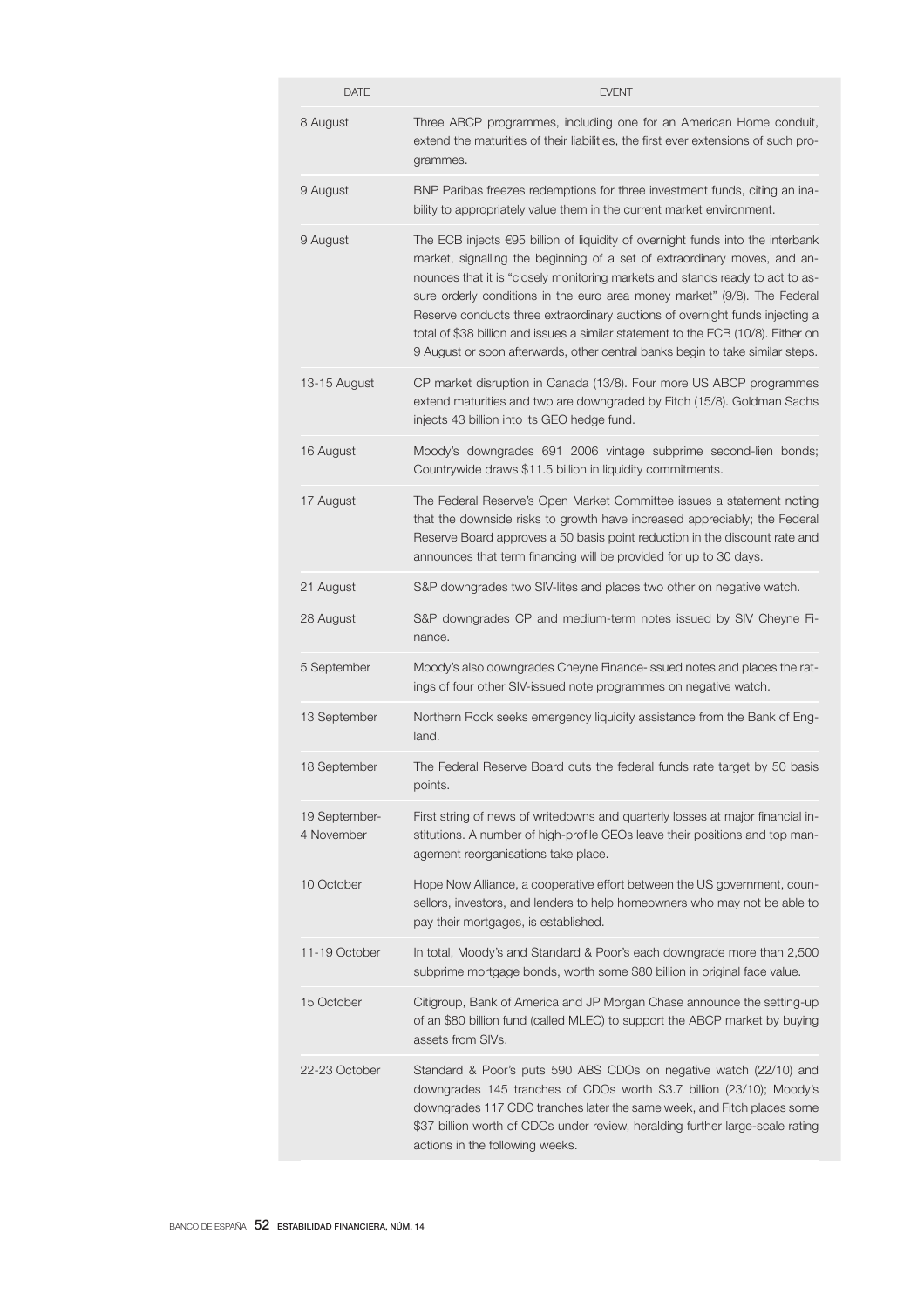| DATE | EVENT |
| --- | --- |
| 8 August | Three ABCP programmes, including one for an American Home conduit, extend the maturities of their liabilities, the first ever extensions of such programmes. |
| 9 August | BNP Paribas freezes redemptions for three investment funds, citing an inability to appropriately value them in the current market environment. |
| 9 August | The ECB injects €95 billion of liquidity of overnight funds into the interbank market, signalling the beginning of a set of extraordinary moves, and announces that it is "closely monitoring markets and stands ready to act to assure orderly conditions in the euro area money market" (9/8). The Federal Reserve conducts three extraordinary auctions of overnight funds injecting a total of $38 billion and issues a similar statement to the ECB (10/8). Either on 9 August or soon afterwards, other central banks begin to take similar steps. |
| 13-15 August | CP market disruption in Canada (13/8). Four more US ABCP programmes extend maturities and two are downgraded by Fitch (15/8). Goldman Sachs injects 43 billion into its GEO hedge fund. |
| 16 August | Moody's downgrades 691 2006 vintage subprime second-lien bonds; Countrywide draws $11.5 billion in liquidity commitments. |
| 17 August | The Federal Reserve's Open Market Committee issues a statement noting that the downside risks to growth have increased appreciably; the Federal Reserve Board approves a 50 basis point reduction in the discount rate and announces that term financing will be provided for up to 30 days. |
| 21 August | S&P downgrades two SIV-lites and places two other on negative watch. |
| 28 August | S&P downgrades CP and medium-term notes issued by SIV Cheyne Finance. |
| 5 September | Moody's also downgrades Cheyne Finance-issued notes and places the ratings of four other SIV-issued note programmes on negative watch. |
| 13 September | Northern Rock seeks emergency liquidity assistance from the Bank of England. |
| 18 September | The Federal Reserve Board cuts the federal funds rate target by 50 basis points. |
| 19 September-4 November | First string of news of writedowns and quarterly losses at major financial institutions. A number of high-profile CEOs leave their positions and top management reorganisations take place. |
| 10 October | Hope Now Alliance, a cooperative effort between the US government, counsellors, investors, and lenders to help homeowners who may not be able to pay their mortgages, is established. |
| 11-19 October | In total, Moody's and Standard & Poor's each downgrade more than 2,500 subprime mortgage bonds, worth some $80 billion in original face value. |
| 15 October | Citigroup, Bank of America and JP Morgan Chase announce the setting-up of an $80 billion fund (called MLEC) to support the ABCP market by buying assets from SIVs. |
| 22-23 October | Standard & Poor's puts 590 ABS CDOs on negative watch (22/10) and downgrades 145 tranches of CDOs worth $3.7 billion (23/10); Moody's downgrades 117 CDO tranches later the same week, and Fitch places some $37 billion worth of CDOs under review, heralding further large-scale rating actions in the following weeks. |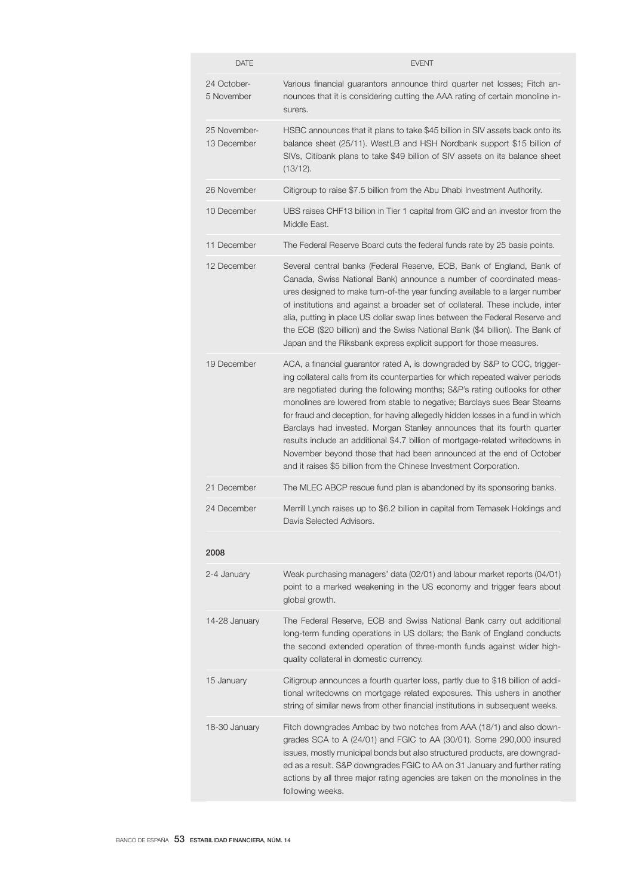| DATE | EVENT |
|---|---|
| 24 October-5 November | Various financial guarantors announce third quarter net losses; Fitch announces that it is considering cutting the AAA rating of certain monoline insurers. |
| 25 November-13 December | HSBC announces that it plans to take $45 billion in SIV assets back onto its balance sheet (25/11). WestLB and HSH Nordbank support $15 billion of SIVs, Citibank plans to take $49 billion of SIV assets on its balance sheet (13/12). |
| 26 November | Citigroup to raise $7.5 billion from the Abu Dhabi Investment Authority. |
| 10 December | UBS raises CHF13 billion in Tier 1 capital from GIC and an investor from the Middle East. |
| 11 December | The Federal Reserve Board cuts the federal funds rate by 25 basis points. |
| 12 December | Several central banks (Federal Reserve, ECB, Bank of England, Bank of Canada, Swiss National Bank) announce a number of coordinated measures designed to make turn-of-the year funding available to a larger number of institutions and against a broader set of collateral. These include, inter alia, putting in place US dollar swap lines between the Federal Reserve and the ECB ($20 billion) and the Swiss National Bank ($4 billion). The Bank of Japan and the Riksbank express explicit support for those measures. |
| 19 December | ACA, a financial guarantor rated A, is downgraded by S&P to CCC, triggering collateral calls from its counterparties for which repeated waiver periods are negotiated during the following months; S&P's rating outlooks for other monolines are lowered from stable to negative; Barclays sues Bear Stearns for fraud and deception, for having allegedly hidden losses in a fund in which Barclays had invested. Morgan Stanley announces that its fourth quarter results include an additional $4.7 billion of mortgage-related writedowns in November beyond those that had been announced at the end of October and it raises $5 billion from the Chinese Investment Corporation. |
| 21 December | The MLEC ABCP rescue fund plan is abandoned by its sponsoring banks. |
| 24 December | Merrill Lynch raises up to $6.2 billion in capital from Temasek Holdings and Davis Selected Advisors. |
| **2008** | |
| 2-4 January | Weak purchasing managers' data (02/01) and labour market reports (04/01) point to a marked weakening in the US economy and trigger fears about global growth. |
| 14-28 January | The Federal Reserve, ECB and Swiss National Bank carry out additional long-term funding operations in US dollars; the Bank of England conducts the second extended operation of three-month funds against wider high-quality collateral in domestic currency. |
| 15 January | Citigroup announces a fourth quarter loss, partly due to $18 billion of additional writedowns on mortgage related exposures. This ushers in another string of similar news from other financial institutions in subsequent weeks. |
| 18-30 January | Fitch downgrades Ambac by two notches from AAA (18/1) and also downgrades SCA to A (24/01) and FGIC to AA (30/01). Some 290,000 insured issues, mostly municipal bonds but also structured products, are downgraded as a result. S&P downgrades FGIC to AA on 31 January and further rating actions by all three major rating agencies are taken on the monolines in the following weeks. |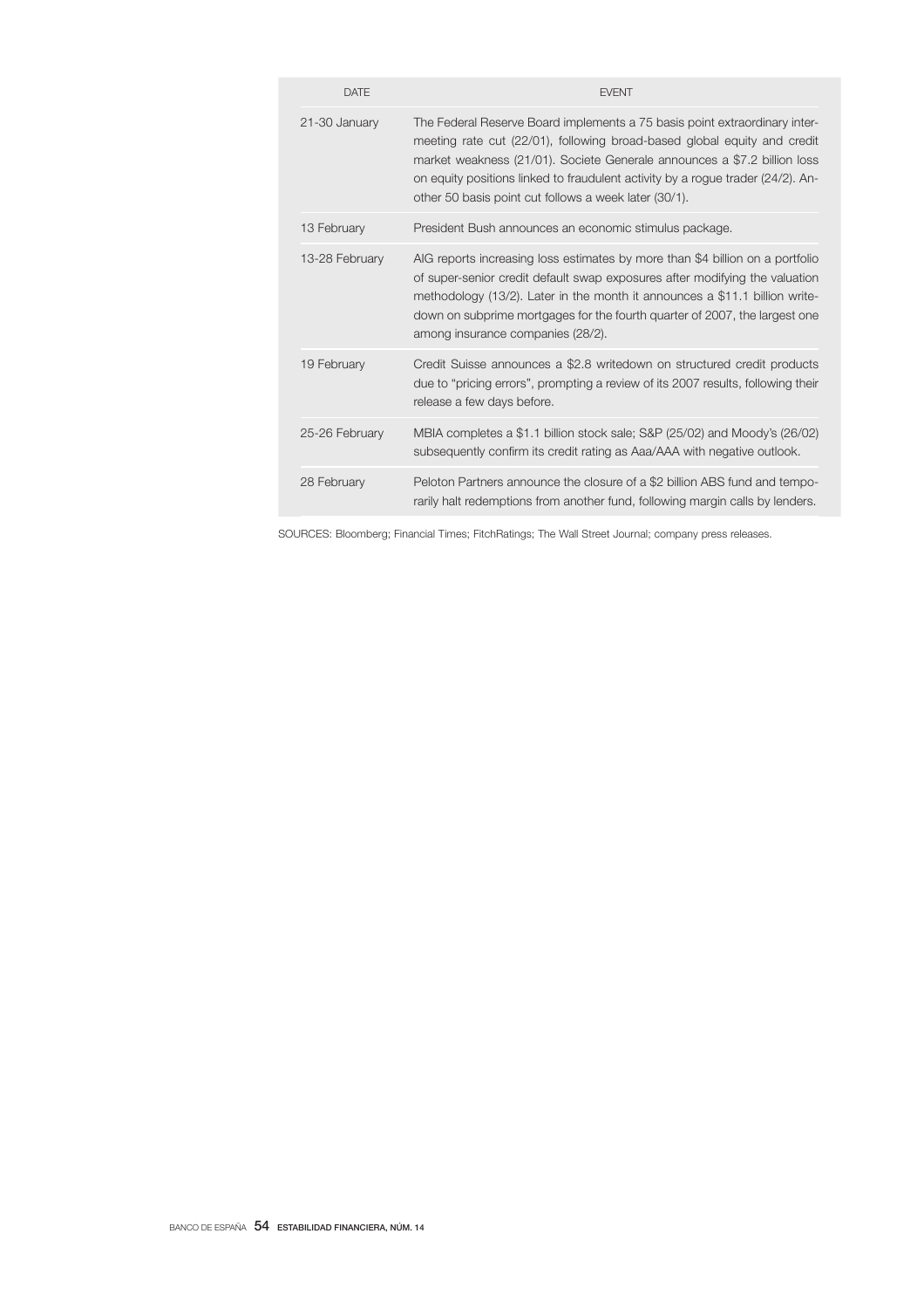| DATE | EVENT |
|---|---|
| 21-30 January | The Federal Reserve Board implements a 75 basis point extraordinary inter-meeting rate cut (22/01), following broad-based global equity and credit market weakness (21/01). Societe Generale announces a $7.2 billion loss on equity positions linked to fraudulent activity by a rogue trader (24/2). Another 50 basis point cut follows a week later (30/1). |
| 13 February | President Bush announces an economic stimulus package. |
| 13-28 February | AIG reports increasing loss estimates by more than $4 billion on a portfolio of super-senior credit default swap exposures after modifying the valuation methodology (13/2). Later in the month it announces a $11.1 billion write-down on subprime mortgages for the fourth quarter of 2007, the largest one among insurance companies (28/2). |
| 19 February | Credit Suisse announces a $2.8 writedown on structured credit products due to "pricing errors", prompting a review of its 2007 results, following their release a few days before. |
| 25-26 February | MBIA completes a $1.1 billion stock sale; S&P (25/02) and Moody's (26/02) subsequently confirm its credit rating as Aaa/AAA with negative outlook. |
| 28 February | Peloton Partners announce the closure of a $2 billion ABS fund and temporarily halt redemptions from another fund, following margin calls by lenders. |

SOURCES: Bloomberg; Financial Times; FitchRatings; The Wall Street Journal; company press releases.